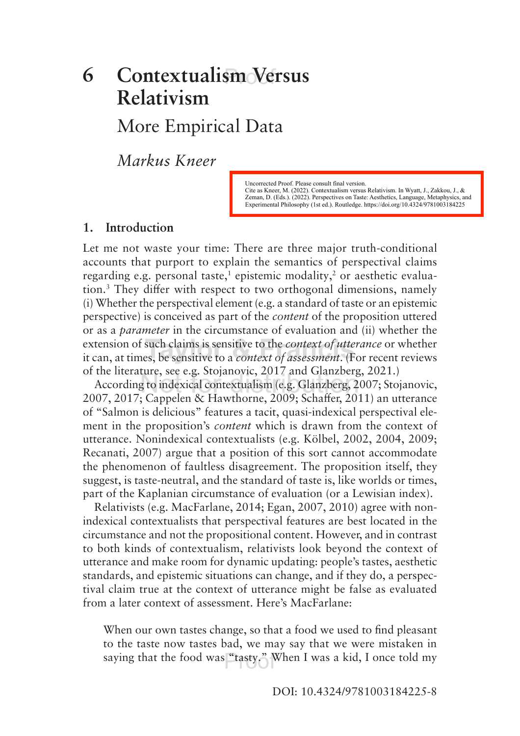# 6 Contextualism Versus Relativism

## More Empirical Data

*Markus Kneer*

Uncorrected Proof. Please consult final version.
Cite as Kneer, M. (2022). Contextualism versus Relativism. In Wyatt, J., Zakkou, J., & Zeman, D. (Eds.). (2022). Perspectives on Taste: Aesthetics, Language, Metaphysics, and Experimental Philosophy (1st ed.). Routledge. https://doi.org/10.4324/9781003184225

## 1. Introduction

Let me not waste your time: There are three major truth-conditional accounts that purport to explain the semantics of perspectival claims regarding e.g. personal taste,[1] epistemic modality,[2] or aesthetic evaluation.[3] They differ with respect to two orthogonal dimensions, namely (i) Whether the perspectival element (e.g. a standard of taste or an epistemic perspective) is conceived as part of the *content* of the proposition uttered or as a *parameter* in the circumstance of evaluation and (ii) whether the extension of such claims is sensitive to the *context of utterance* or whether it can, at times, be sensitive to a *context of assessment*. (For recent reviews of the literature, see e.g. Stojanovic, 2017 and Glanzberg, 2021.)

According to indexical contextualism (e.g. Glanzberg, 2007; Stojanovic, 2007, 2017; Cappelen & Hawthorne, 2009; Schaffer, 2011) an utterance of "Salmon is delicious" features a tacit, quasi-indexical perspectival element in the proposition's *content* which is drawn from the context of utterance. Nonindexical contextualists (e.g. Kölbel, 2002, 2004, 2009; Recanati, 2007) argue that a position of this sort cannot accommodate the phenomenon of faultless disagreement. The proposition itself, they suggest, is taste-neutral, and the standard of taste is, like worlds or times, part of the Kaplanian circumstance of evaluation (or a Lewisian index).

Relativists (e.g. MacFarlane, 2014; Egan, 2007, 2010) agree with nonindexical contextualists that perspectival features are best located in the circumstance and not the propositional content. However, and in contrast to both kinds of contextualism, relativists look beyond the context of utterance and make room for dynamic updating: people's tastes, aesthetic standards, and epistemic situations can change, and if they do, a perspectival claim true at the context of utterance might be false as evaluated from a later context of assessment. Here's MacFarlane:

> When our own tastes change, so that a food we used to find pleasant to the taste now tastes bad, we may say that we were mistaken in saying that the food was "tasty." When I was a kid, I once told my

DOI: 10.4324/9781003184225-8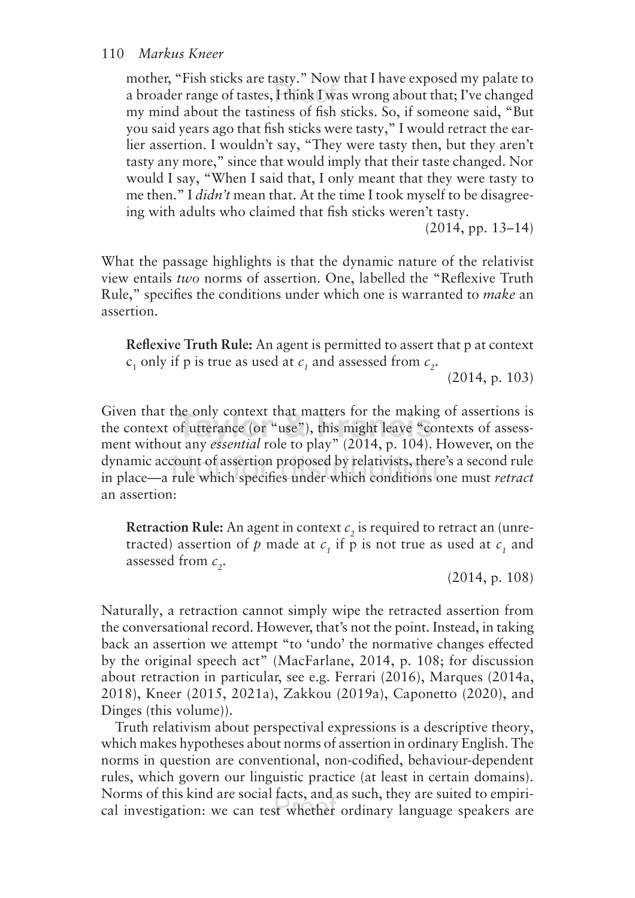mother, "Fish sticks are tasty." Now that I have exposed my palate to a broader range of tastes, I think I was wrong about that; I've changed my mind about the tastiness of fish sticks. So, if someone said, "But you said years ago that fish sticks were tasty," I would retract the earlier assertion. I wouldn't say, "They were tasty then, but they aren't tasty any more," since that would imply that their taste changed. Nor would I say, "When I said that, I only meant that they were tasty to me then." I *didn't* mean that. At the time I took myself to be disagreeing with adults who claimed that fish sticks weren't tasty.

(2014, pp. 13–14)

What the passage highlights is that the dynamic nature of the relativist view entails *two* norms of assertion. One, labelled the "Reflexive Truth Rule," specifies the conditions under which one is warranted to *make* an assertion.

> **Reflexive Truth Rule:** An agent is permitted to assert that p at context $c_1$ only if p is true as used at $c_1$ and assessed from $c_2$.
>
> (2014, p. 103)

Given that the only context that matters for the making of assertions is the context of utterance (or "use"), this might leave "contexts of assessment without any *essential* role to play" (2014, p. 104). However, on the dynamic account of assertion proposed by relativists, there's a second rule in place—a rule which specifies under which conditions one must *retract* an assertion:

> **Retraction Rule:** An agent in context $c_2$ is required to retract an (unretracted) assertion of $p$ made at $c_1$ if p is not true as used at $c_1$ and assessed from $c_2$.
>
> (2014, p. 108)

Naturally, a retraction cannot simply wipe the retracted assertion from the conversational record. However, that's not the point. Instead, in taking back an assertion we attempt "to 'undo' the normative changes effected by the original speech act" (MacFarlane, 2014, p. 108; for discussion about retraction in particular, see e.g. Ferrari (2016), Marques (2014a, 2018), Kneer (2015, 2021a), Zakkou (2019a), Caponetto (2020), and Dinges (this volume)).

Truth relativism about perspectival expressions is a descriptive theory, which makes hypotheses about norms of assertion in ordinary English. The norms in question are conventional, non-codified, behaviour-dependent rules, which govern our linguistic practice (at least in certain domains). Norms of this kind are social facts, and as such, they are suited to empirical investigation: we can test whether ordinary language speakers are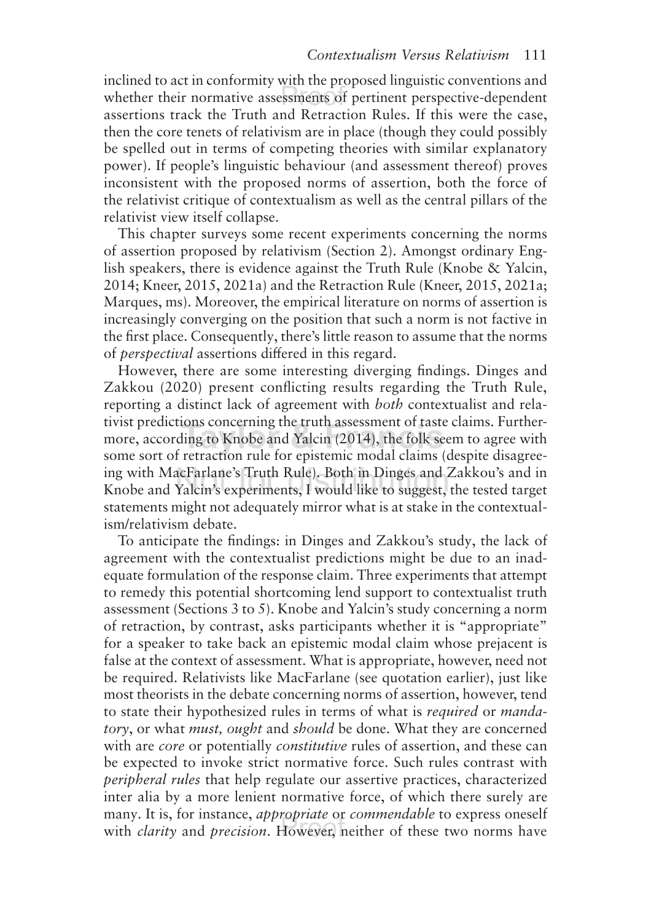inclined to act in conformity with the proposed linguistic conventions and whether their normative assessments of pertinent perspective-dependent assertions track the Truth and Retraction Rules. If this were the case, then the core tenets of relativism are in place (though they could possibly be spelled out in terms of competing theories with similar explanatory power). If people's linguistic behaviour (and assessment thereof) proves inconsistent with the proposed norms of assertion, both the force of the relativist critique of contextualism as well as the central pillars of the relativist view itself collapse.

This chapter surveys some recent experiments concerning the norms of assertion proposed by relativism (Section 2). Amongst ordinary English speakers, there is evidence against the Truth Rule (Knobe & Yalcin, 2014; Kneer, 2015, 2021a) and the Retraction Rule (Kneer, 2015, 2021a; Marques, ms). Moreover, the empirical literature on norms of assertion is increasingly converging on the position that such a norm is not factive in the first place. Consequently, there's little reason to assume that the norms of *perspectival* assertions differed in this regard.

However, there are some interesting diverging findings. Dinges and Zakkou (2020) present conflicting results regarding the Truth Rule, reporting a distinct lack of agreement with *both* contextualist and relativist predictions concerning the truth assessment of taste claims. Furthermore, according to Knobe and Yalcin (2014), the folk seem to agree with some sort of retraction rule for epistemic modal claims (despite disagreeing with MacFarlane's Truth Rule). Both in Dinges and Zakkou's and in Knobe and Yalcin's experiments, I would like to suggest, the tested target statements might not adequately mirror what is at stake in the contextualism/relativism debate.

To anticipate the findings: in Dinges and Zakkou's study, the lack of agreement with the contextualist predictions might be due to an inadequate formulation of the response claim. Three experiments that attempt to remedy this potential shortcoming lend support to contextualist truth assessment (Sections 3 to 5). Knobe and Yalcin's study concerning a norm of retraction, by contrast, asks participants whether it is "appropriate" for a speaker to take back an epistemic modal claim whose prejacent is false at the context of assessment. What is appropriate, however, need not be required. Relativists like MacFarlane (see quotation earlier), just like most theorists in the debate concerning norms of assertion, however, tend to state their hypothesized rules in terms of what is *required* or *mandatory*, or what *must, ought* and *should* be done. What they are concerned with are *core* or potentially *constitutive* rules of assertion, and these can be expected to invoke strict normative force. Such rules contrast with *peripheral rules* that help regulate our assertive practices, characterized inter alia by a more lenient normative force, of which there surely are many. It is, for instance, *appropriate* or *commendable* to express oneself with *clarity* and *precision*. However, neither of these two norms have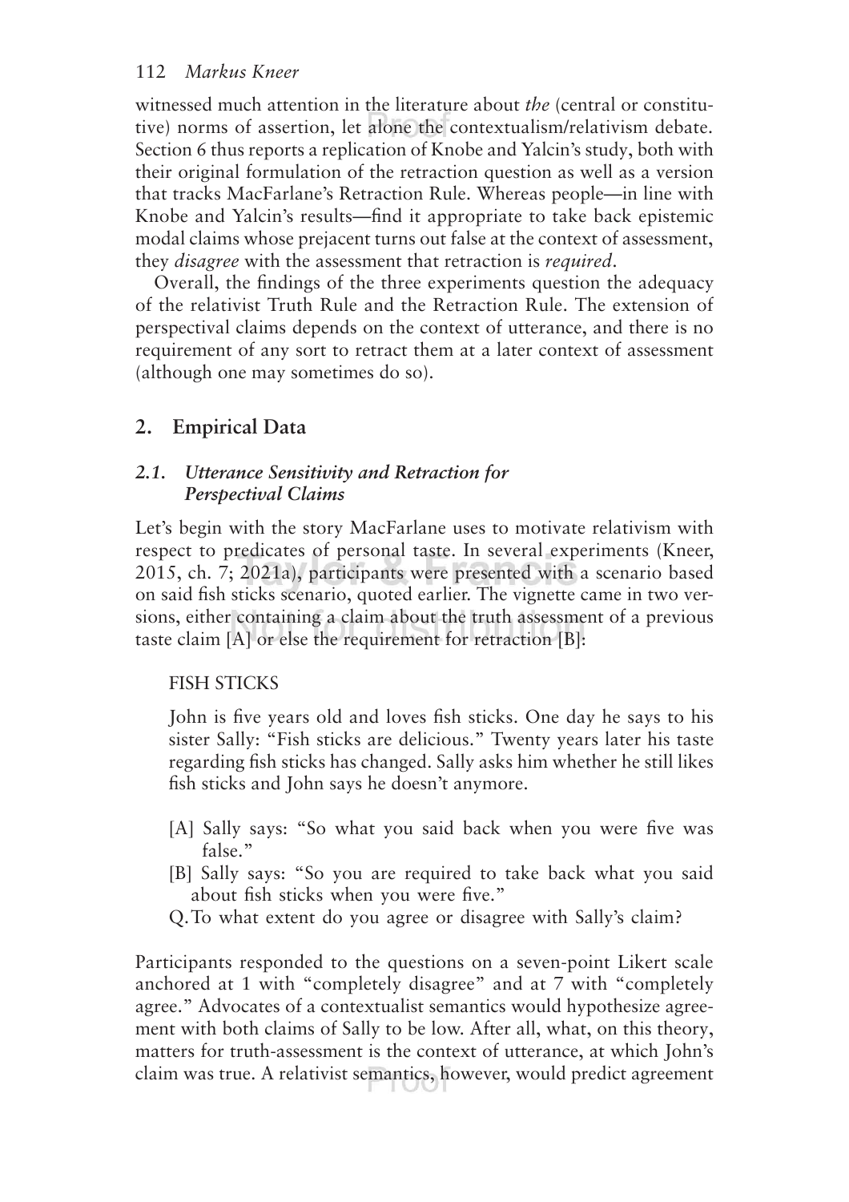witnessed much attention in the literature about *the* (central or constitutive) norms of assertion, let alone the contextualism/relativism debate. Section 6 thus reports a replication of Knobe and Yalcin's study, both with their original formulation of the retraction question as well as a version that tracks MacFarlane's Retraction Rule. Whereas people—in line with Knobe and Yalcin's results—find it appropriate to take back epistemic modal claims whose prejacent turns out false at the context of assessment, they *disagree* with the assessment that retraction is *required*.

Overall, the findings of the three experiments question the adequacy of the relativist Truth Rule and the Retraction Rule. The extension of perspectival claims depends on the context of utterance, and there is no requirement of any sort to retract them at a later context of assessment (although one may sometimes do so).

## 2. Empirical Data

### 2.1. Utterance Sensitivity and Retraction for Perspectival Claims

Let's begin with the story MacFarlane uses to motivate relativism with respect to predicates of personal taste. In several experiments (Kneer, 2015, ch. 7; 2021a), participants were presented with a scenario based on said fish sticks scenario, quoted earlier. The vignette came in two versions, either containing a claim about the truth assessment of a previous taste claim [A] or else the requirement for retraction [B]:

> FISH STICKS
>
> John is five years old and loves fish sticks. One day he says to his sister Sally: "Fish sticks are delicious." Twenty years later his taste regarding fish sticks has changed. Sally asks him whether he still likes fish sticks and John says he doesn't anymore.
>
> [A] Sally says: "So what you said back when you were five was false."
>
> [B] Sally says: "So you are required to take back what you said about fish sticks when you were five."
>
> Q. To what extent do you agree or disagree with Sally's claim?

Participants responded to the questions on a seven-point Likert scale anchored at 1 with "completely disagree" and at 7 with "completely agree." Advocates of a contextualist semantics would hypothesize agreement with both claims of Sally to be low. After all, what, on this theory, matters for truth-assessment is the context of utterance, at which John's claim was true. A relativist semantics, however, would predict agreement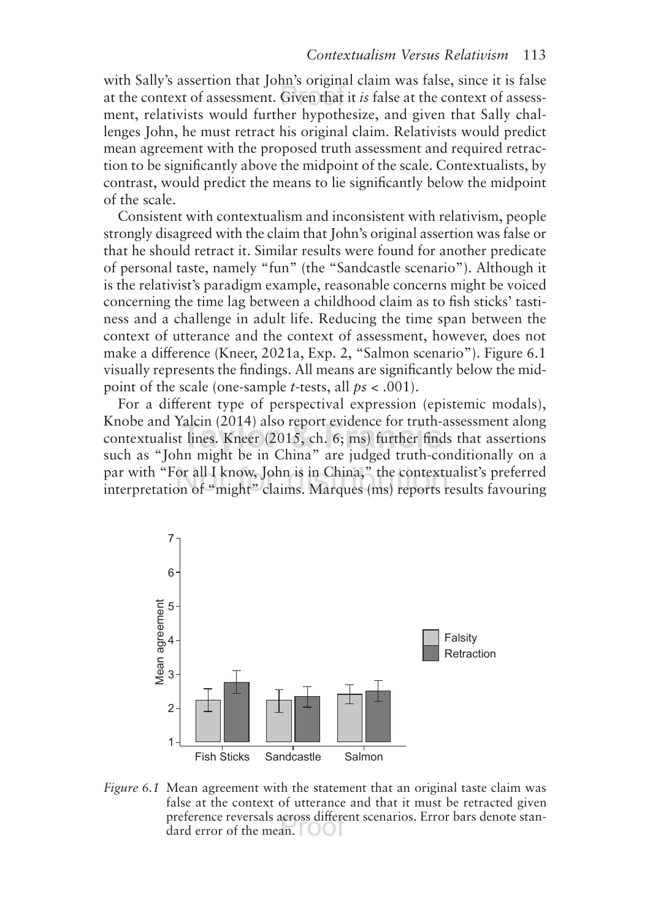with Sally's assertion that John's original claim was false, since it is false at the context of assessment. Given that it *is* false at the context of assessment, relativists would further hypothesize, and given that Sally challenges John, he must retract his original claim. Relativists would predict mean agreement with the proposed truth assessment and required retraction to be significantly above the midpoint of the scale. Contextualists, by contrast, would predict the means to lie significantly below the midpoint of the scale.

Consistent with contextualism and inconsistent with relativism, people strongly disagreed with the claim that John's original assertion was false or that he should retract it. Similar results were found for another predicate of personal taste, namely "fun" (the "Sandcastle scenario"). Although it is the relativist's paradigm example, reasonable concerns might be voiced concerning the time lag between a childhood claim as to fish sticks' tastiness and a challenge in adult life. Reducing the time span between the context of utterance and the context of assessment, however, does not make a difference (Kneer, 2021a, Exp. 2, "Salmon scenario"). Figure 6.1 visually represents the findings. All means are significantly below the midpoint of the scale (one-sample *t*-tests, all $ps < .001$).

For a different type of perspectival expression (epistemic modals), Knobe and Yalcin (2014) also report evidence for truth-assessment along contextualist lines. Kneer (2015, ch. 6; ms) further finds that assertions such as "John might be in China" are judged truth-conditionally on a par with "For all I know, John is in China," the contextualist's preferred interpretation of "might" claims. Marques (ms) reports results favouring

*Figure 6.1* Mean agreement with the statement that an original taste claim was false at the context of utterance and that it must be retracted given preference reversals across different scenarios. Error bars denote standard error of the mean.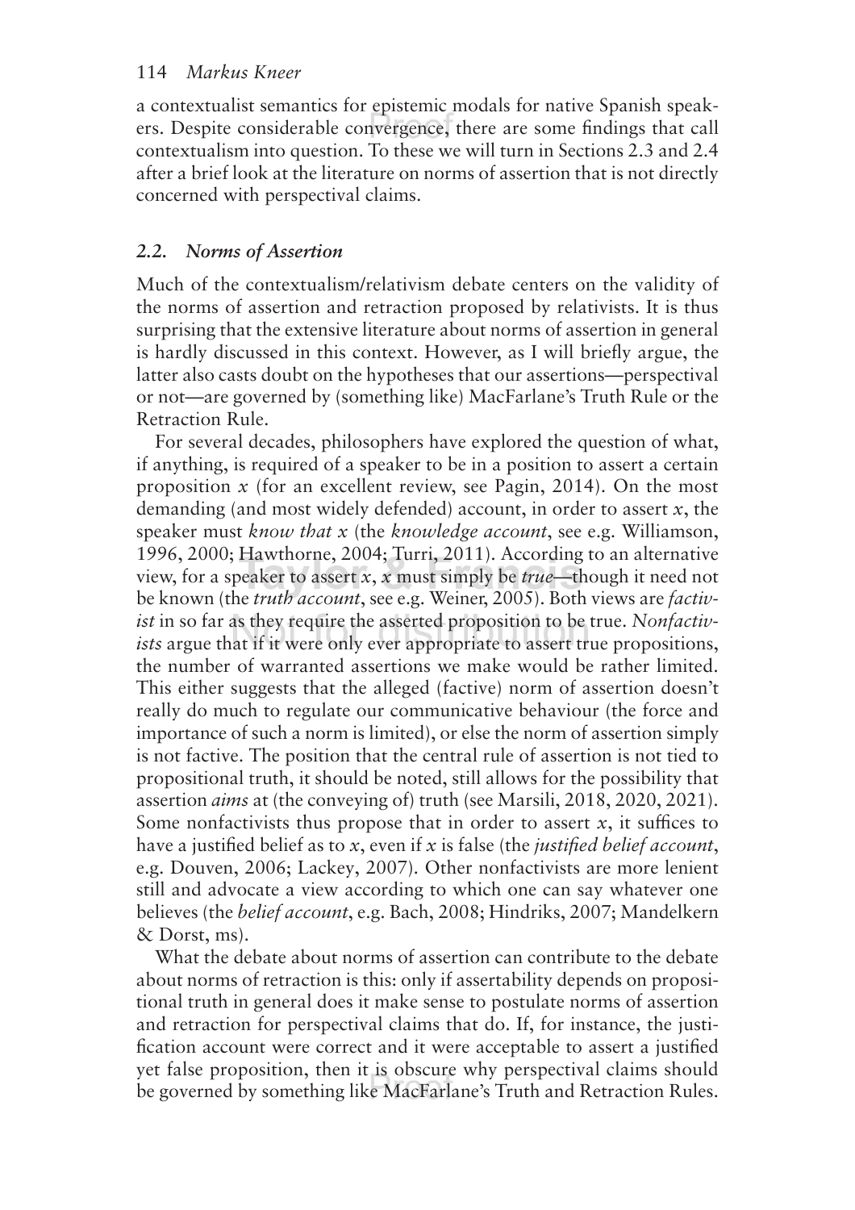a contextualist semantics for epistemic modals for native Spanish speakers. Despite considerable convergence, there are some findings that call contextualism into question. To these we will turn in Sections 2.3 and 2.4 after a brief look at the literature on norms of assertion that is not directly concerned with perspectival claims.

### *2.2. Norms of Assertion*

Much of the contextualism/relativism debate centers on the validity of the norms of assertion and retraction proposed by relativists. It is thus surprising that the extensive literature about norms of assertion in general is hardly discussed in this context. However, as I will briefly argue, the latter also casts doubt on the hypotheses that our assertions—perspectival or not—are governed by (something like) MacFarlane's Truth Rule or the Retraction Rule.

For several decades, philosophers have explored the question of what, if anything, is required of a speaker to be in a position to assert a certain proposition $x$ (for an excellent review, see Pagin, 2014). On the most demanding (and most widely defended) account, in order to assert $x$, the speaker must *know that x* (the *knowledge account*, see e.g. Williamson, 1996, 2000; Hawthorne, 2004; Turri, 2011). According to an alternative view, for a speaker to assert $x$, $x$ must simply be *true*—though it need not be known (the *truth account*, see e.g. Weiner, 2005). Both views are *factivist* in so far as they require the asserted proposition to be true. *Nonfactivists* argue that if it were only ever appropriate to assert true propositions, the number of warranted assertions we make would be rather limited. This either suggests that the alleged (factive) norm of assertion doesn't really do much to regulate our communicative behaviour (the force and importance of such a norm is limited), or else the norm of assertion simply is not factive. The position that the central rule of assertion is not tied to propositional truth, it should be noted, still allows for the possibility that assertion *aims* at (the conveying of) truth (see Marsili, 2018, 2020, 2021). Some nonfactivists thus propose that in order to assert $x$, it suffices to have a justified belief as to $x$, even if $x$ is false (the *justified belief account*, e.g. Douven, 2006; Lackey, 2007). Other nonfactivists are more lenient still and advocate a view according to which one can say whatever one believes (the *belief account*, e.g. Bach, 2008; Hindriks, 2007; Mandelkern & Dorst, ms).

What the debate about norms of assertion can contribute to the debate about norms of retraction is this: only if assertability depends on propositional truth in general does it make sense to postulate norms of assertion and retraction for perspectival claims that do. If, for instance, the justification account were correct and it were acceptable to assert a justified yet false proposition, then it is obscure why perspectival claims should be governed by something like MacFarlane's Truth and Retraction Rules.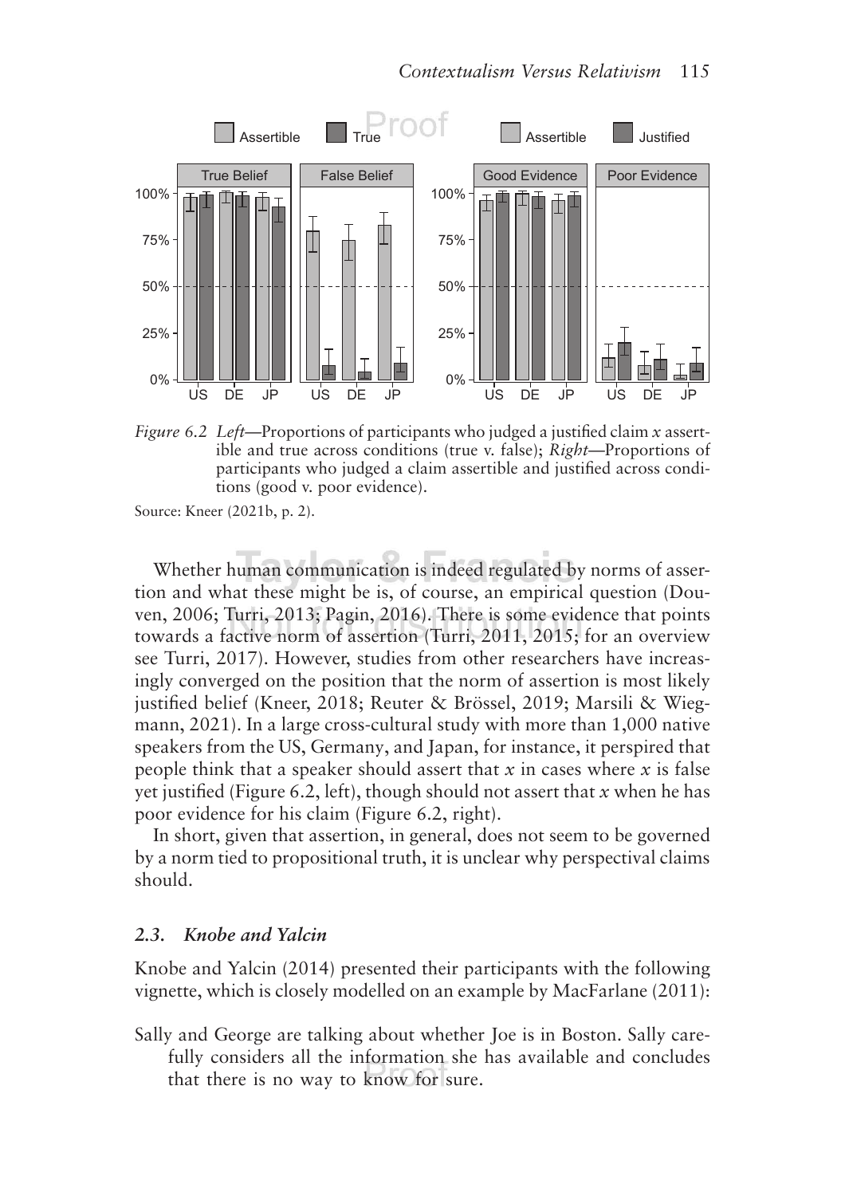*Figure 6.2 Left*—Proportions of participants who judged a justified claim *x* assertible and true across conditions (true v. false); *Right*—Proportions of participants who judged a claim assertible and justified across conditions (good v. poor evidence).

Source: Kneer (2021b, p. 2).

Whether human communication is indeed regulated by norms of assertion and what these might be is, of course, an empirical question (Douven, 2006; Turri, 2013; Pagin, 2016). There is some evidence that points towards a factive norm of assertion (Turri, 2011, 2015; for an overview see Turri, 2017). However, studies from other researchers have increasingly converged on the position that the norm of assertion is most likely justified belief (Kneer, 2018; Reuter & Brössel, 2019; Marsili & Wiegmann, 2021). In a large cross-cultural study with more than 1,000 native speakers from the US, Germany, and Japan, for instance, it perspired that people think that a speaker should assert that *x* in cases where *x* is false yet justified (Figure 6.2, left), though should not assert that *x* when he has poor evidence for his claim (Figure 6.2, right).

In short, given that assertion, in general, does not seem to be governed by a norm tied to propositional truth, it is unclear why perspectival claims should.

### *2.3. Knobe and Yalcin*

Knobe and Yalcin (2014) presented their participants with the following vignette, which is closely modelled on an example by MacFarlane (2011):

Sally and George are talking about whether Joe is in Boston. Sally carefully considers all the information she has available and concludes that there is no way to know for sure.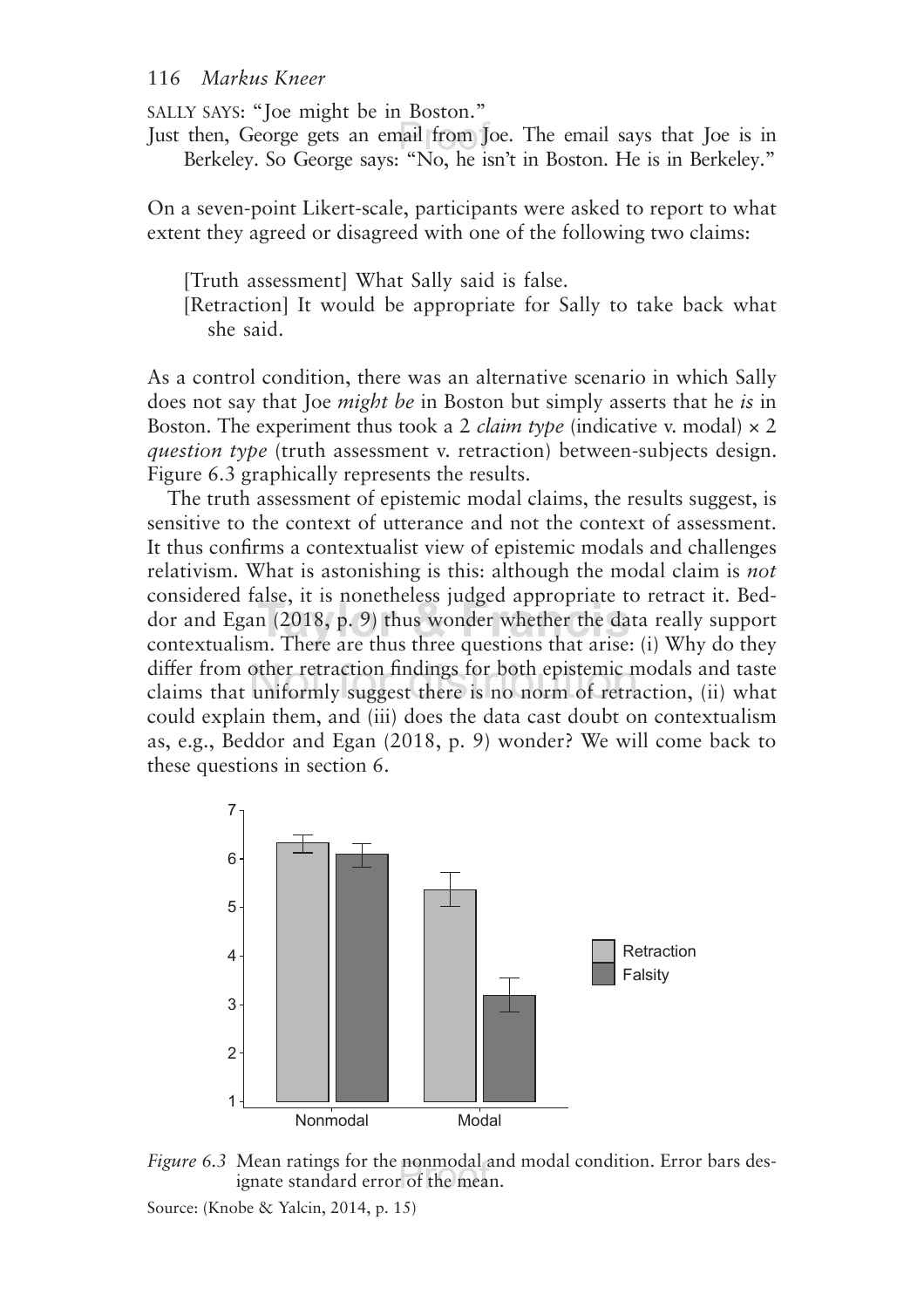SALLY SAYS: "Joe might be in Boston."

Just then, George gets an email from Joe. The email says that Joe is in Berkeley. So George says: "No, he isn't in Boston. He is in Berkeley."

On a seven-point Likert-scale, participants were asked to report to what extent they agreed or disagreed with one of the following two claims:

> [Truth assessment] What Sally said is false.
>
> [Retraction] It would be appropriate for Sally to take back what she said.

As a control condition, there was an alternative scenario in which Sally does not say that Joe *might be* in Boston but simply asserts that he *is* in Boston. The experiment thus took a 2 *claim type* (indicative v. modal) × 2 *question type* (truth assessment v. retraction) between-subjects design. Figure 6.3 graphically represents the results.

The truth assessment of epistemic modal claims, the results suggest, is sensitive to the context of utterance and not the context of assessment. It thus confirms a contextualist view of epistemic modals and challenges relativism. What is astonishing is this: although the modal claim is *not* considered false, it is nonetheless judged appropriate to retract it. Beddor and Egan (2018, p. 9) thus wonder whether the data really support contextualism. There are thus three questions that arise: (i) Why do they differ from other retraction findings for both epistemic modals and taste claims that uniformly suggest there is no norm of retraction, (ii) what could explain them, and (iii) does the data cast doubt on contextualism as, e.g., Beddor and Egan (2018, p. 9) wonder? We will come back to these questions in section 6.

*Figure 6.3* Mean ratings for the nonmodal and modal condition. Error bars designate standard error of the mean.

Source: (Knobe & Yalcin, 2014, p. 15)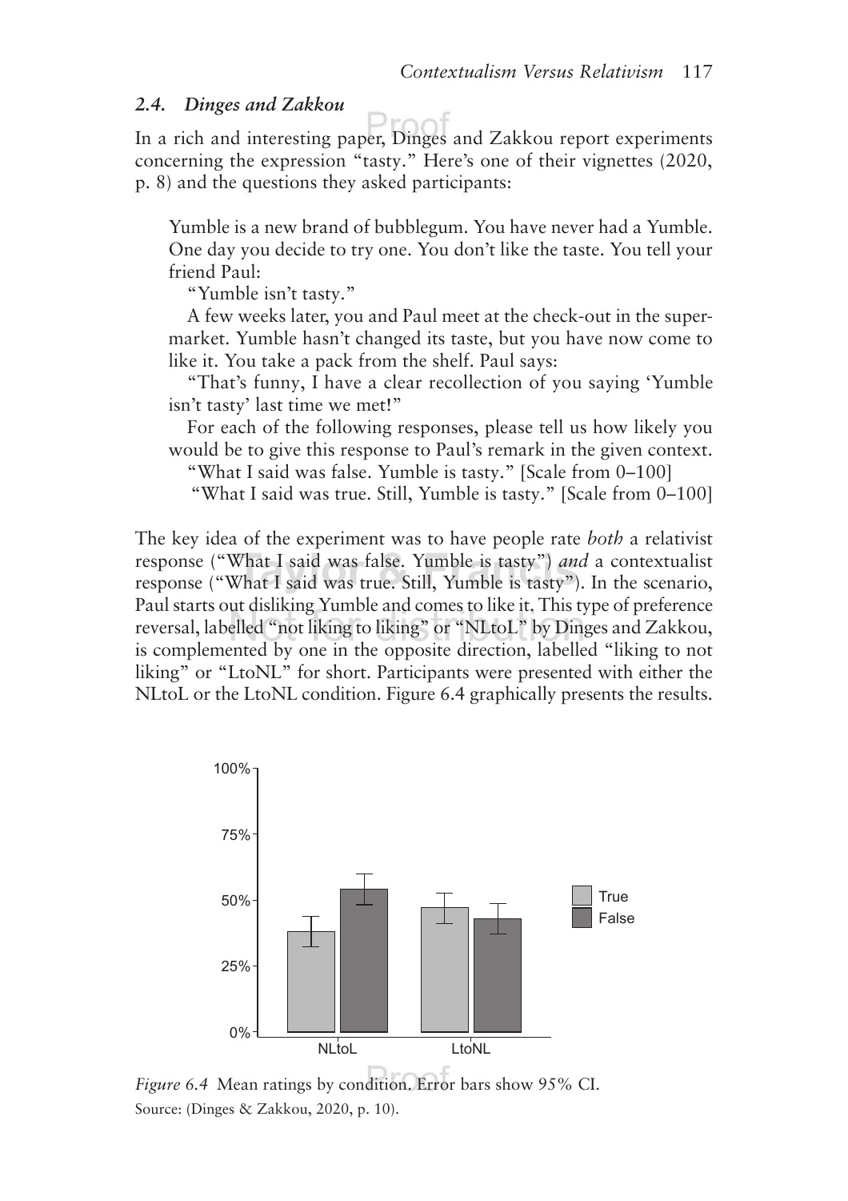### 2.4. *Dinges and Zakkou*

In a rich and interesting paper, Dinges and Zakkou report experiments concerning the expression "tasty." Here's one of their vignettes (2020, p. 8) and the questions they asked participants:

> Yumble is a new brand of bubblegum. You have never had a Yumble. One day you decide to try one. You don't like the taste. You tell your friend Paul:
>
> "Yumble isn't tasty."
>
> A few weeks later, you and Paul meet at the check-out in the supermarket. Yumble hasn't changed its taste, but you have now come to like it. You take a pack from the shelf. Paul says:
>
> "That's funny, I have a clear recollection of you saying 'Yumble isn't tasty' last time we met!"
>
> For each of the following responses, please tell us how likely you would be to give this response to Paul's remark in the given context.
>
> "What I said was false. Yumble is tasty." [Scale from 0–100]
>
> "What I said was true. Still, Yumble is tasty." [Scale from 0–100]

The key idea of the experiment was to have people rate *both* a relativist response ("What I said was false. Yumble is tasty") *and* a contextualist response ("What I said was true. Still, Yumble is tasty"). In the scenario, Paul starts out disliking Yumble and comes to like it. This type of preference reversal, labelled "not liking to liking" or "NLtoL" by Dinges and Zakkou, is complemented by one in the opposite direction, labelled "liking to not liking" or "LtoNL" for short. Participants were presented with either the NLtoL or the LtoNL condition. Figure 6.4 graphically presents the results.

*Figure 6.4* Mean ratings by condition. Error bars show 95% CI.

Source: (Dinges & Zakkou, 2020, p. 10).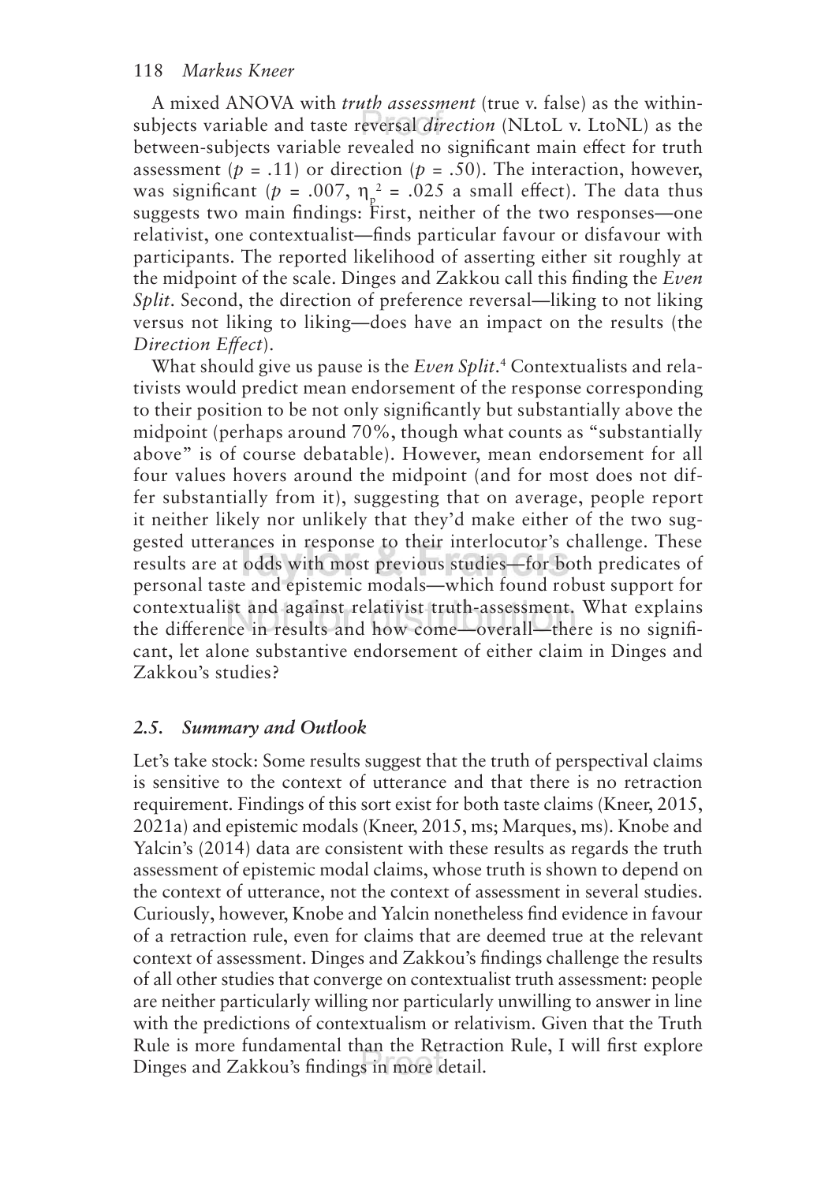A mixed ANOVA with *truth assessment* (true v. false) as the within-subjects variable and taste reversal *direction* (NLtoL v. LtoNL) as the between-subjects variable revealed no significant main effect for truth assessment ($p$ = .11) or direction ($p$ = .50). The interaction, however, was significant ($p$ = .007, $\eta_p^2$ = .025 a small effect). The data thus suggests two main findings: First, neither of the two responses—one relativist, one contextualist—finds particular favour or disfavour with participants. The reported likelihood of asserting either sit roughly at the midpoint of the scale. Dinges and Zakkou call this finding the *Even Split*. Second, the direction of preference reversal—liking to not liking versus not liking to liking—does have an impact on the results (the *Direction Effect*).

What should give us pause is the *Even Split*.[4] Contextualists and relativists would predict mean endorsement of the response corresponding to their position to be not only significantly but substantially above the midpoint (perhaps around 70%, though what counts as "substantially above" is of course debatable). However, mean endorsement for all four values hovers around the midpoint (and for most does not differ substantially from it), suggesting that on average, people report it neither likely nor unlikely that they'd make either of the two suggested utterances in response to their interlocutor's challenge. These results are at odds with most previous studies—for both predicates of personal taste and epistemic modals—which found robust support for contextualist and against relativist truth-assessment. What explains the difference in results and how come—overall—there is no significant, let alone substantive endorsement of either claim in Dinges and Zakkou's studies?

### 2.5. Summary and Outlook

Let's take stock: Some results suggest that the truth of perspectival claims is sensitive to the context of utterance and that there is no retraction requirement. Findings of this sort exist for both taste claims (Kneer, 2015, 2021a) and epistemic modals (Kneer, 2015, ms; Marques, ms). Knobe and Yalcin's (2014) data are consistent with these results as regards the truth assessment of epistemic modal claims, whose truth is shown to depend on the context of utterance, not the context of assessment in several studies. Curiously, however, Knobe and Yalcin nonetheless find evidence in favour of a retraction rule, even for claims that are deemed true at the relevant context of assessment. Dinges and Zakkou's findings challenge the results of all other studies that converge on contextualist truth assessment: people are neither particularly willing nor particularly unwilling to answer in line with the predictions of contextualism or relativism. Given that the Truth Rule is more fundamental than the Retraction Rule, I will first explore Dinges and Zakkou's findings in more detail.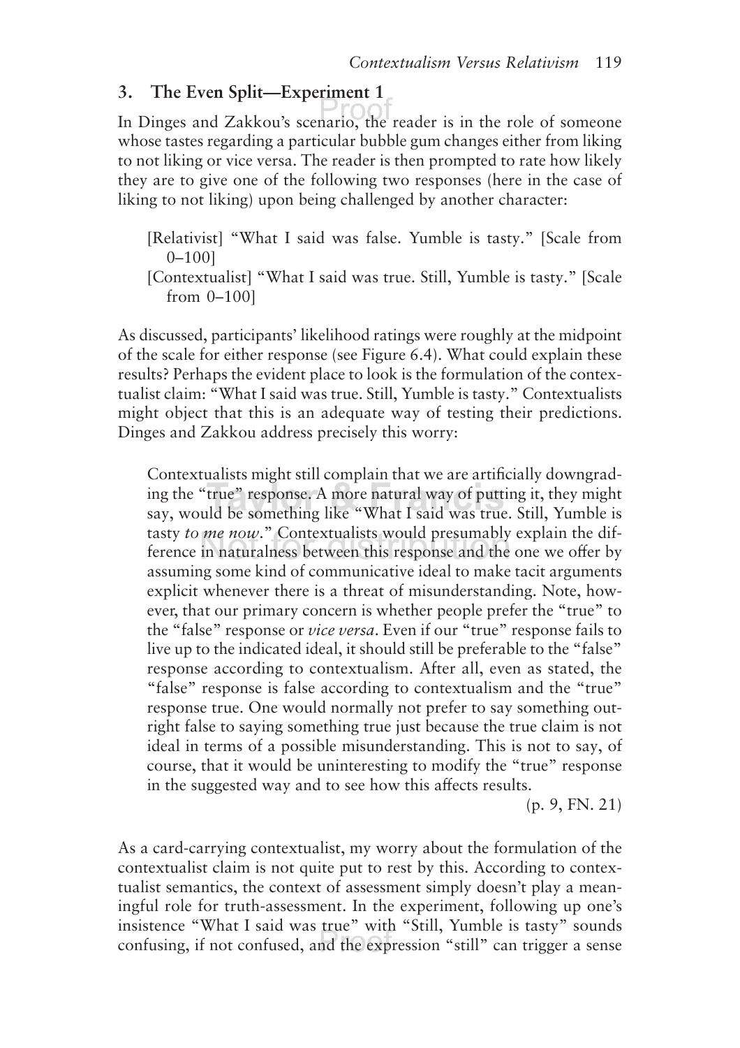## 3. The Even Split—Experiment 1

In Dinges and Zakkou's scenario, the reader is in the role of someone whose tastes regarding a particular bubble gum changes either from liking to not liking or vice versa. The reader is then prompted to rate how likely they are to give one of the following two responses (here in the case of liking to not liking) upon being challenged by another character:

> [Relativist] "What I said was false. Yumble is tasty." [Scale from 0–100]
>
> [Contextualist] "What I said was true. Still, Yumble is tasty." [Scale from 0–100]

As discussed, participants' likelihood ratings were roughly at the midpoint of the scale for either response (see Figure 6.4). What could explain these results? Perhaps the evident place to look is the formulation of the contextualist claim: "What I said was true. Still, Yumble is tasty." Contextualists might object that this is an adequate way of testing their predictions. Dinges and Zakkou address precisely this worry:

> Contextualists might still complain that we are artificially downgrading the "true" response. A more natural way of putting it, they might say, would be something like "What I said was true. Still, Yumble is tasty *to me now*." Contextualists would presumably explain the difference in naturalness between this response and the one we offer by assuming some kind of communicative ideal to make tacit arguments explicit whenever there is a threat of misunderstanding. Note, however, that our primary concern is whether people prefer the "true" to the "false" response or *vice versa*. Even if our "true" response fails to live up to the indicated ideal, it should still be preferable to the "false" response according to contextualism. After all, even as stated, the "false" response is false according to contextualism and the "true" response true. One would normally not prefer to say something outright false to saying something true just because the true claim is not ideal in terms of a possible misunderstanding. This is not to say, of course, that it would be uninteresting to modify the "true" response in the suggested way and to see how this affects results.
>
> (p. 9, FN. 21)

As a card-carrying contextualist, my worry about the formulation of the contextualist claim is not quite put to rest by this. According to contextualist semantics, the context of assessment simply doesn't play a meaningful role for truth-assessment. In the experiment, following up one's insistence "What I said was true" with "Still, Yumble is tasty" sounds confusing, if not confused, and the expression "still" can trigger a sense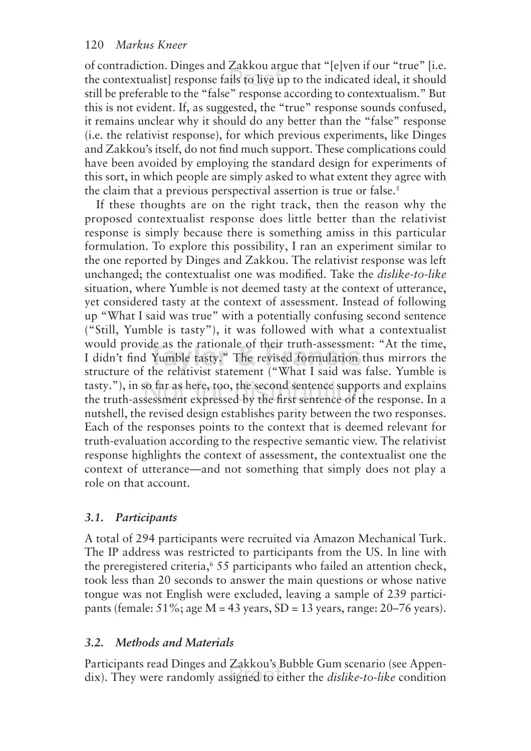of contradiction. Dinges and Zakkou argue that "[e]ven if our "true" [i.e. the contextualist] response fails to live up to the indicated ideal, it should still be preferable to the "false" response according to contextualism." But this is not evident. If, as suggested, the "true" response sounds confused, it remains unclear why it should do any better than the "false" response (i.e. the relativist response), for which previous experiments, like Dinges and Zakkou's itself, do not find much support. These complications could have been avoided by employing the standard design for experiments of this sort, in which people are simply asked to what extent they agree with the claim that a previous perspectival assertion is true or false.[5]

If these thoughts are on the right track, then the reason why the proposed contextualist response does little better than the relativist response is simply because there is something amiss in this particular formulation. To explore this possibility, I ran an experiment similar to the one reported by Dinges and Zakkou. The relativist response was left unchanged; the contextualist one was modified. Take the *dislike-to-like* situation, where Yumble is not deemed tasty at the context of utterance, yet considered tasty at the context of assessment. Instead of following up "What I said was true" with a potentially confusing second sentence ("Still, Yumble is tasty"), it was followed with what a contextualist would provide as the rationale of their truth-assessment: "At the time, I didn't find Yumble tasty." The revised formulation thus mirrors the structure of the relativist statement ("What I said was false. Yumble is tasty."), in so far as here, too, the second sentence supports and explains the truth-assessment expressed by the first sentence of the response. In a nutshell, the revised design establishes parity between the two responses. Each of the responses points to the context that is deemed relevant for truth-evaluation according to the respective semantic view. The relativist response highlights the context of assessment, the contextualist one the context of utterance—and not something that simply does not play a role on that account.

### *3.1. Participants*

A total of 294 participants were recruited via Amazon Mechanical Turk. The IP address was restricted to participants from the US. In line with the preregistered criteria,[6] 55 participants who failed an attention check, took less than 20 seconds to answer the main questions or whose native tongue was not English were excluded, leaving a sample of 239 participants (female: 51%; age M = 43 years, SD = 13 years, range: 20–76 years).

### *3.2. Methods and Materials*

Participants read Dinges and Zakkou's Bubble Gum scenario (see Appendix). They were randomly assigned to either the *dislike-to-like* condition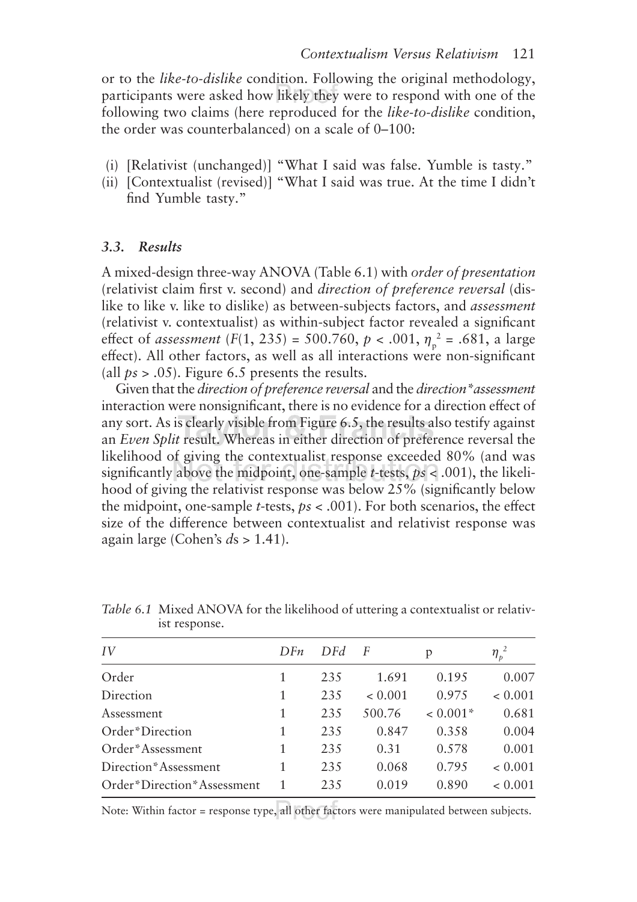or to the *like-to-dislike* condition. Following the original methodology, participants were asked how likely they were to respond with one of the following two claims (here reproduced for the *like-to-dislike* condition, the order was counterbalanced) on a scale of 0–100:

(i) [Relativist (unchanged)] "What I said was false. Yumble is tasty."
(ii) [Contextualist (revised)] "What I said was true. At the time I didn't find Yumble tasty."

### *3.3. Results*

A mixed-design three-way ANOVA (Table 6.1) with *order of presentation* (relativist claim first v. second) and *direction of preference reversal* (dislike to like v. like to dislike) as between-subjects factors, and *assessment* (relativist v. contextualist) as within-subject factor revealed a significant effect of *assessment* ($F(1, 235) = 500.760$, $p < .001$, $\eta_p^2 = .681$, a large effect). All other factors, as well as all interactions were non-significant (all $ps > .05$). Figure 6.5 presents the results.

Given that the *direction of preference reversal* and the *direction*\**assessment* interaction were nonsignificant, there is no evidence for a direction effect of any sort. As is clearly visible from Figure 6.5, the results also testify against an *Even Split* result. Whereas in either direction of preference reversal the likelihood of giving the contextualist response exceeded 80% (and was significantly above the midpoint, one-sample *t*-tests, $ps < .001$), the likelihood of giving the relativist response was below 25% (significantly below the midpoint, one-sample *t*-tests, $ps < .001$). For both scenarios, the effect size of the difference between contextualist and relativist response was again large (Cohen's *d*s > 1.41).

*Table 6.1* Mixed ANOVA for the likelihood of uttering a contextualist or relativist response.

| *IV* | *DFn* | *DFd* | *F* | p | $\eta_p^2$ |
|---|---|---|---|---|---|
| Order | 1 | 235 | 1.691 | 0.195 | 0.007 |
| Direction | 1 | 235 | < 0.001 | 0.975 | < 0.001 |
| Assessment | 1 | 235 | 500.76 | < 0.001* | 0.681 |
| Order*Direction | 1 | 235 | 0.847 | 0.358 | 0.004 |
| Order*Assessment | 1 | 235 | 0.31 | 0.578 | 0.001 |
| Direction*Assessment | 1 | 235 | 0.068 | 0.795 | < 0.001 |
| Order*Direction*Assessment | 1 | 235 | 0.019 | 0.890 | < 0.001 |

Note: Within factor = response type, all other factors were manipulated between subjects.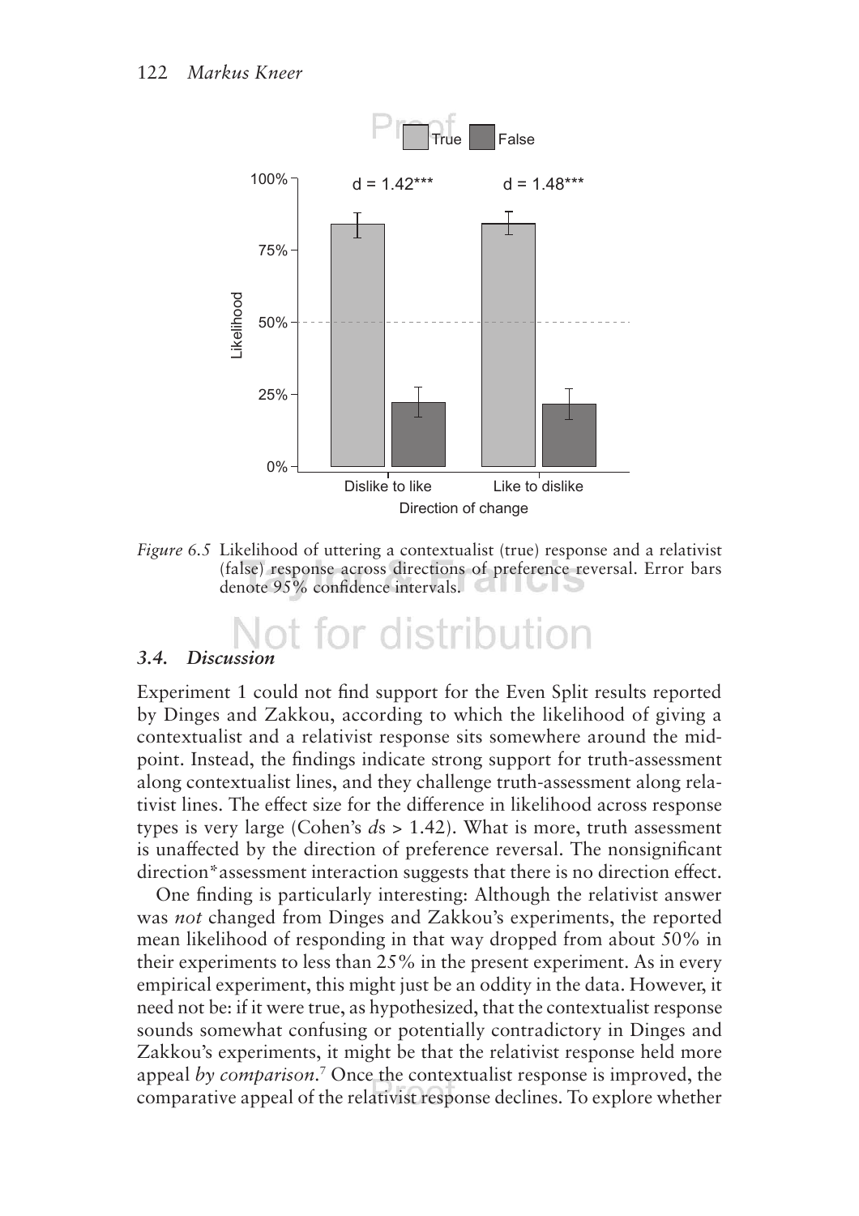*Figure 6.5* Likelihood of uttering a contextualist (true) response and a relativist (false) response across directions of preference reversal. Error bars denote 95% confidence intervals.

### *3.4. Discussion*

Experiment 1 could not find support for the Even Split results reported by Dinges and Zakkou, according to which the likelihood of giving a contextualist and a relativist response sits somewhere around the midpoint. Instead, the findings indicate strong support for truth-assessment along contextualist lines, and they challenge truth-assessment along relativist lines. The effect size for the difference in likelihood across response types is very large (Cohen's *d*s > 1.42). What is more, truth assessment is unaffected by the direction of preference reversal. The nonsignificant direction*assessment interaction suggests that there is no direction effect.

One finding is particularly interesting: Although the relativist answer was *not* changed from Dinges and Zakkou's experiments, the reported mean likelihood of responding in that way dropped from about 50% in their experiments to less than 25% in the present experiment. As in every empirical experiment, this might just be an oddity in the data. However, it need not be: if it were true, as hypothesized, that the contextualist response sounds somewhat confusing or potentially contradictory in Dinges and Zakkou's experiments, it might be that the relativist response held more appeal *by comparison*.[7] Once the contextualist response is improved, the comparative appeal of the relativist response declines. To explore whether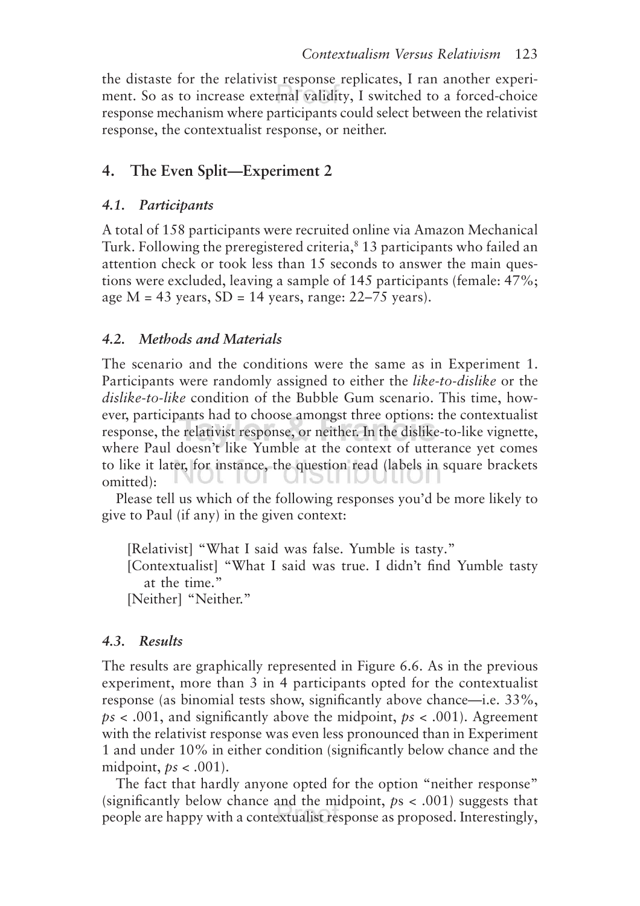the distaste for the relativist response replicates, I ran another experiment. So as to increase external validity, I switched to a forced-choice response mechanism where participants could select between the relativist response, the contextualist response, or neither.

## 4. The Even Split—Experiment 2

### 4.1. Participants

A total of 158 participants were recruited online via Amazon Mechanical Turk. Following the preregistered criteria,[8] 13 participants who failed an attention check or took less than 15 seconds to answer the main questions were excluded, leaving a sample of 145 participants (female: 47%; age M = 43 years, SD = 14 years, range: 22–75 years).

### 4.2. Methods and Materials

The scenario and the conditions were the same as in Experiment 1. Participants were randomly assigned to either the *like-to-dislike* or the *dislike-to-like* condition of the Bubble Gum scenario. This time, however, participants had to choose amongst three options: the contextualist response, the relativist response, or neither. In the dislike-to-like vignette, where Paul doesn't like Yumble at the context of utterance yet comes to like it later, for instance, the question read (labels in square brackets omitted):

Please tell us which of the following responses you'd be more likely to give to Paul (if any) in the given context:

> [Relativist] "What I said was false. Yumble is tasty."
> [Contextualist] "What I said was true. I didn't find Yumble tasty at the time."
> [Neither] "Neither."

### 4.3. Results

The results are graphically represented in Figure 6.6. As in the previous experiment, more than 3 in 4 participants opted for the contextualist response (as binomial tests show, significantly above chance—i.e. 33%, *ps* < .001, and significantly above the midpoint, *ps* < .001). Agreement with the relativist response was even less pronounced than in Experiment 1 and under 10% in either condition (significantly below chance and the midpoint, *ps* < .001).

The fact that hardly anyone opted for the option "neither response" (significantly below chance and the midpoint, *ps* < .001) suggests that people are happy with a contextualist response as proposed. Interestingly,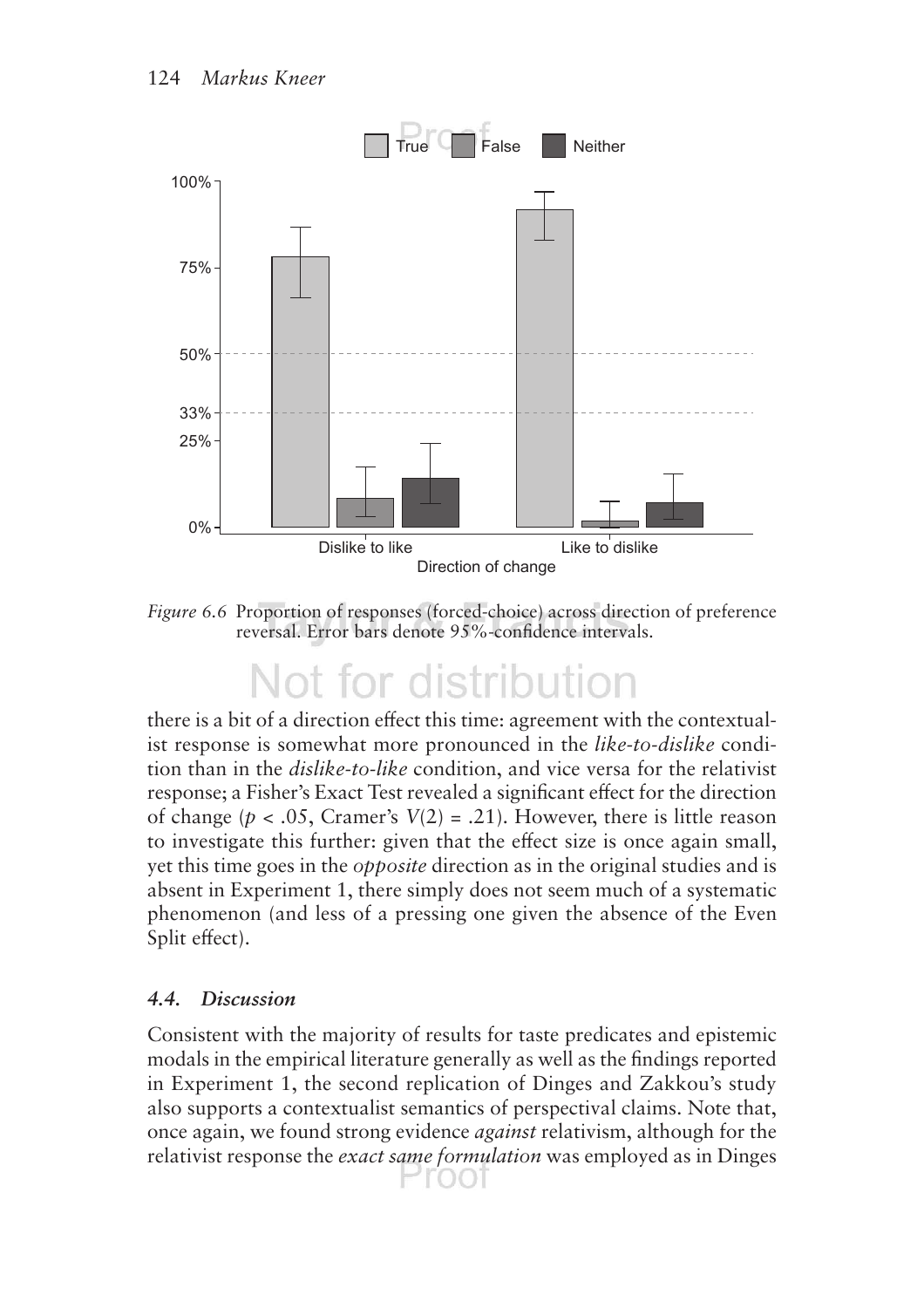*Figure 6.6* Proportion of responses (forced-choice) across direction of preference reversal. Error bars denote 95%-confidence intervals.

there is a bit of a direction effect this time: agreement with the contextualist response is somewhat more pronounced in the *like-to-dislike* condition than in the *dislike-to-like* condition, and vice versa for the relativist response; a Fisher's Exact Test revealed a significant effect for the direction of change ($p < .05$, Cramer's $V(2) = .21$). However, there is little reason to investigate this further: given that the effect size is once again small, yet this time goes in the *opposite* direction as in the original studies and is absent in Experiment 1, there simply does not seem much of a systematic phenomenon (and less of a pressing one given the absence of the Even Split effect).

### *4.4. Discussion*

Consistent with the majority of results for taste predicates and epistemic modals in the empirical literature generally as well as the findings reported in Experiment 1, the second replication of Dinges and Zakkou's study also supports a contextualist semantics of perspectival claims. Note that, once again, we found strong evidence *against* relativism, although for the relativist response the *exact same formulation* was employed as in Dinges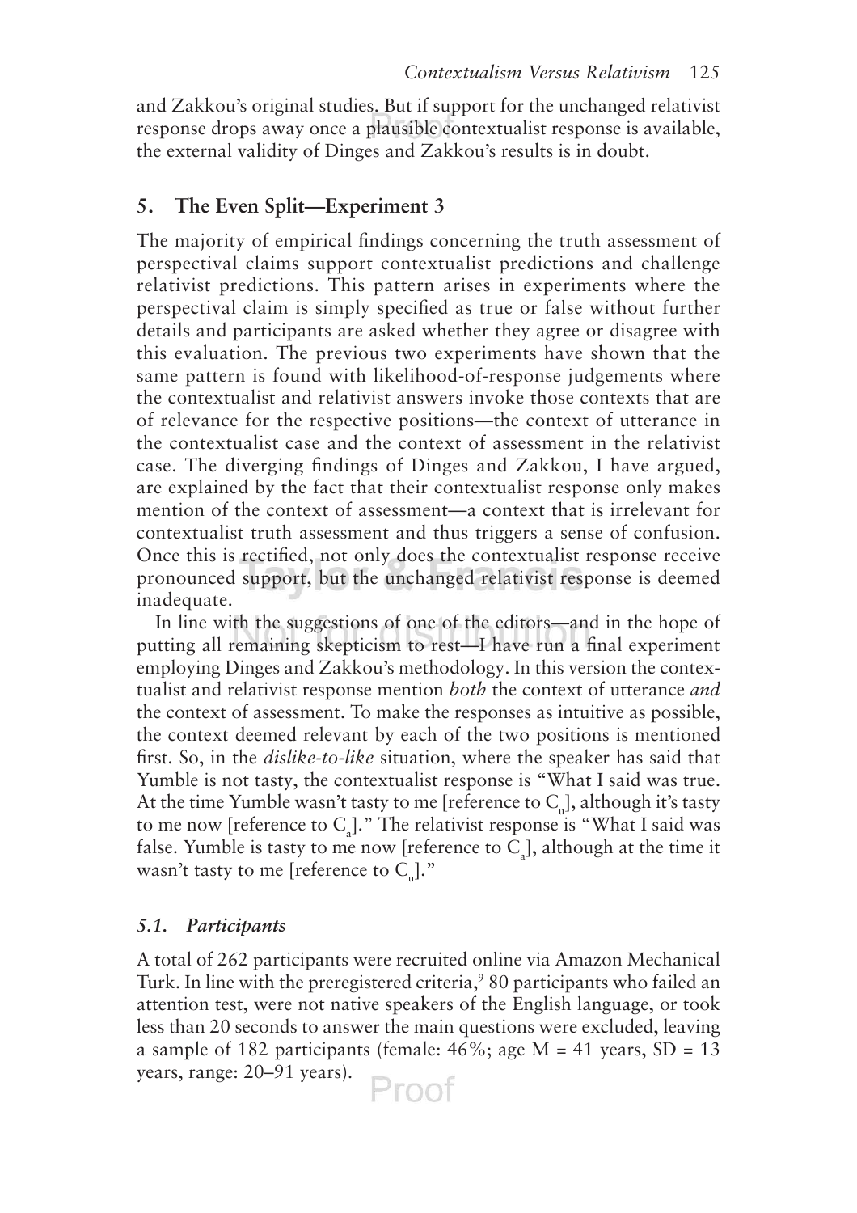and Zakkou's original studies. But if support for the unchanged relativist response drops away once a plausible contextualist response is available, the external validity of Dinges and Zakkou's results is in doubt.

## 5. The Even Split—Experiment 3

The majority of empirical findings concerning the truth assessment of perspectival claims support contextualist predictions and challenge relativist predictions. This pattern arises in experiments where the perspectival claim is simply specified as true or false without further details and participants are asked whether they agree or disagree with this evaluation. The previous two experiments have shown that the same pattern is found with likelihood-of-response judgements where the contextualist and relativist answers invoke those contexts that are of relevance for the respective positions—the context of utterance in the contextualist case and the context of assessment in the relativist case. The diverging findings of Dinges and Zakkou, I have argued, are explained by the fact that their contextualist response only makes mention of the context of assessment—a context that is irrelevant for contextualist truth assessment and thus triggers a sense of confusion. Once this is rectified, not only does the contextualist response receive pronounced support, but the unchanged relativist response is deemed inadequate.

In line with the suggestions of one of the editors—and in the hope of putting all remaining skepticism to rest—I have run a final experiment employing Dinges and Zakkou's methodology. In this version the contextualist and relativist response mention *both* the context of utterance *and* the context of assessment. To make the responses as intuitive as possible, the context deemed relevant by each of the two positions is mentioned first. So, in the *dislike-to-like* situation, where the speaker has said that Yumble is not tasty, the contextualist response is "What I said was true. At the time Yumble wasn't tasty to me [reference to $C_u$], although it's tasty to me now [reference to $C_a$]." The relativist response is "What I said was false. Yumble is tasty to me now [reference to $C_a$], although at the time it wasn't tasty to me [reference to $C_u$]."

### 5.1. Participants

A total of 262 participants were recruited online via Amazon Mechanical Turk. In line with the preregistered criteria,[9] 80 participants who failed an attention test, were not native speakers of the English language, or took less than 20 seconds to answer the main questions were excluded, leaving a sample of 182 participants (female: 46%; age M = 41 years, SD = 13 years, range: 20–91 years).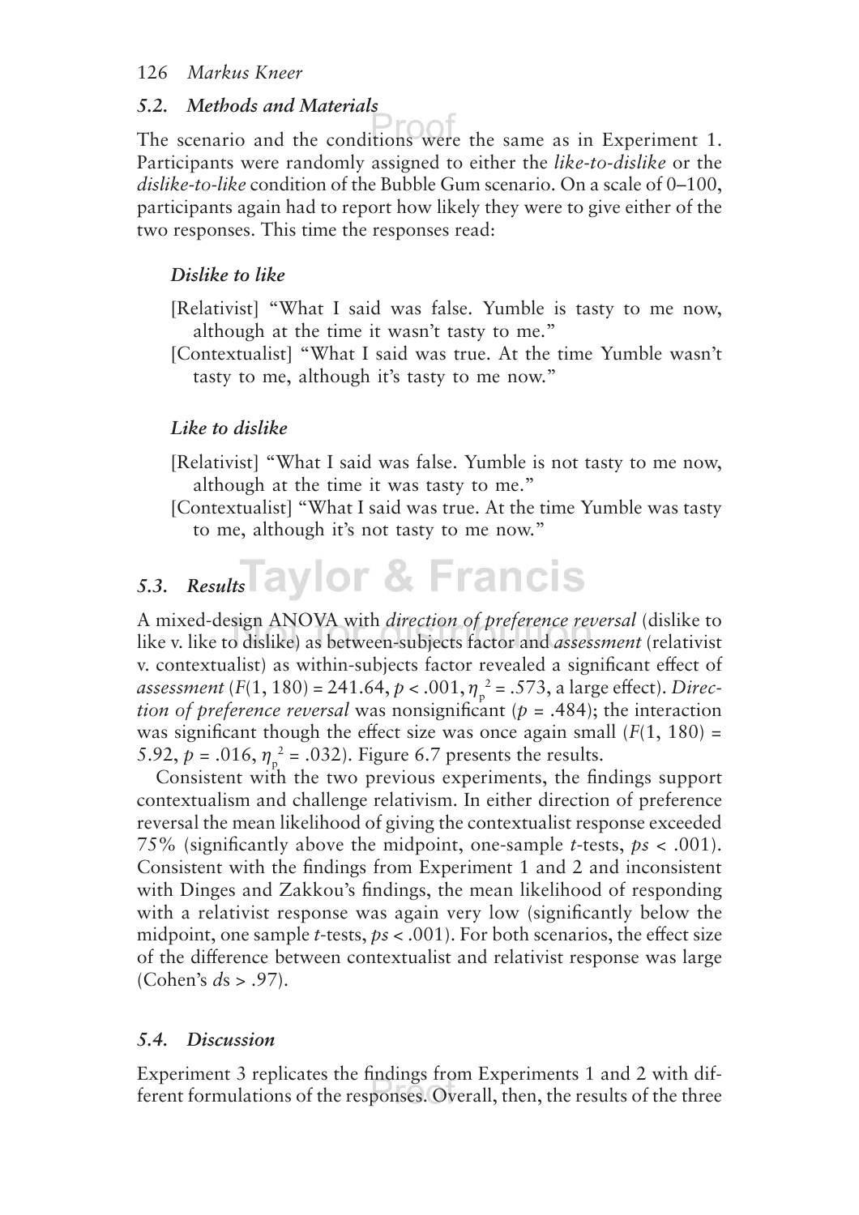### *5.2. Methods and Materials*

The scenario and the conditions were the same as in Experiment 1. Participants were randomly assigned to either the *like-to-dislike* or the *dislike-to-like* condition of the Bubble Gum scenario. On a scale of 0–100, participants again had to report how likely they were to give either of the two responses. This time the responses read:

***Dislike to like***

[Relativist] "What I said was false. Yumble is tasty to me now, although at the time it wasn't tasty to me."

[Contextualist] "What I said was true. At the time Yumble wasn't tasty to me, although it's tasty to me now."

***Like to dislike***

[Relativist] "What I said was false. Yumble is not tasty to me now, although at the time it was tasty to me."

[Contextualist] "What I said was true. At the time Yumble was tasty to me, although it's not tasty to me now."

### *5.3. Results*

A mixed-design ANOVA with *direction of preference reversal* (dislike to like v. like to dislike) as between-subjects factor and *assessment* (relativist v. contextualist) as within-subjects factor revealed a significant effect of *assessment* ($F(1, 180) = 241.64$, $p < .001$, $\eta_p^2 = .573$, a large effect). *Direction of preference reversal* was nonsignificant ($p = .484$); the interaction was significant though the effect size was once again small ($F(1, 180) = 5.92$, $p = .016$, $\eta_p^2 = .032$). Figure 6.7 presents the results.

Consistent with the two previous experiments, the findings support contextualism and challenge relativism. In either direction of preference reversal the mean likelihood of giving the contextualist response exceeded 75% (significantly above the midpoint, one-sample *t*-tests, $ps < .001$). Consistent with the findings from Experiment 1 and 2 and inconsistent with Dinges and Zakkou's findings, the mean likelihood of responding with a relativist response was again very low (significantly below the midpoint, one sample *t*-tests, $ps < .001$). For both scenarios, the effect size of the difference between contextualist and relativist response was large (Cohen's $ds > .97$).

### *5.4. Discussion*

Experiment 3 replicates the findings from Experiments 1 and 2 with different formulations of the responses. Overall, then, the results of the three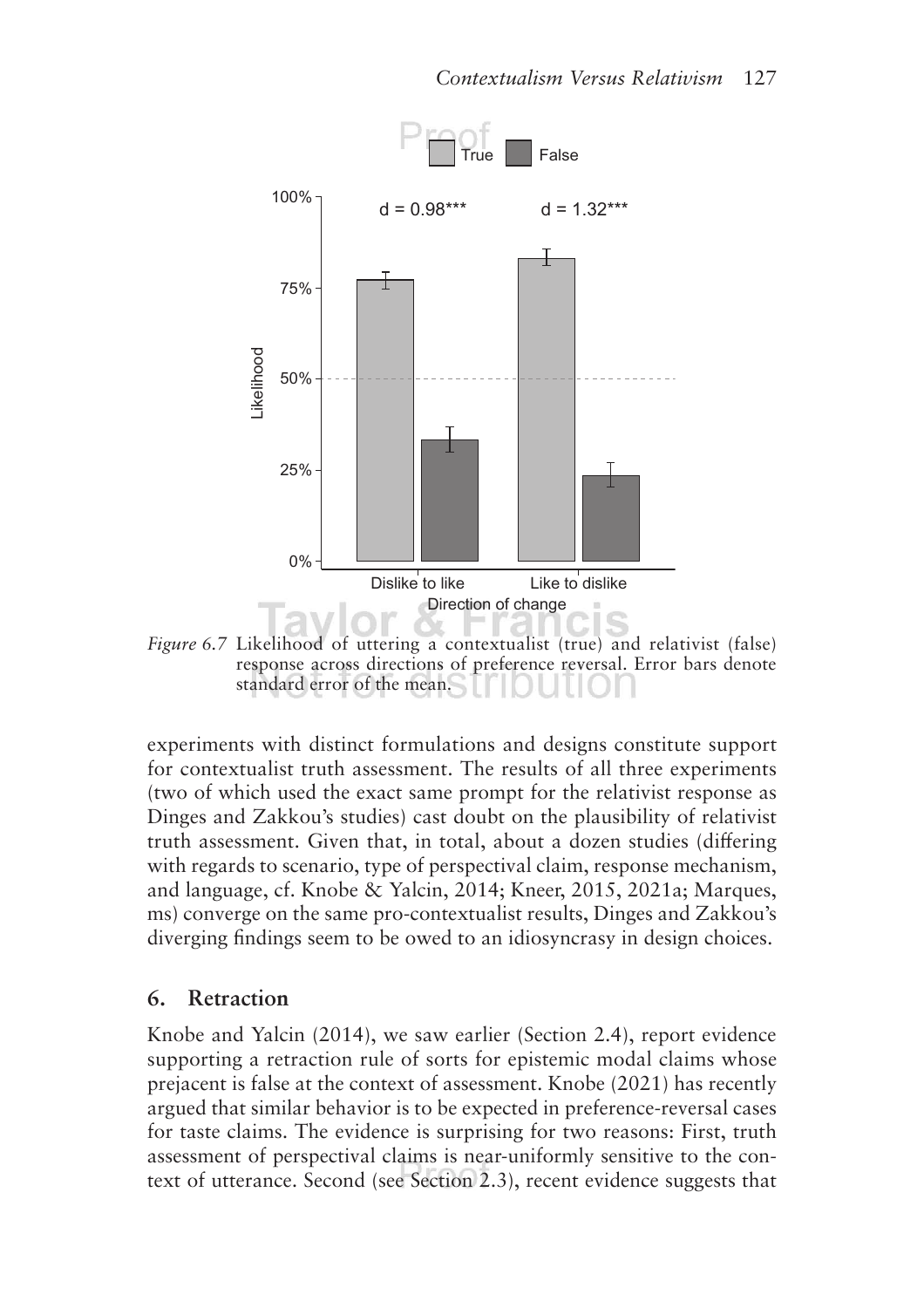*Figure 6.7* Likelihood of uttering a contextualist (true) and relativist (false) response across directions of preference reversal. Error bars denote standard error of the mean.

experiments with distinct formulations and designs constitute support for contextualist truth assessment. The results of all three experiments (two of which used the exact same prompt for the relativist response as Dinges and Zakkou's studies) cast doubt on the plausibility of relativist truth assessment. Given that, in total, about a dozen studies (differing with regards to scenario, type of perspectival claim, response mechanism, and language, cf. Knobe & Yalcin, 2014; Kneer, 2015, 2021a; Marques, ms) converge on the same pro-contextualist results, Dinges and Zakkou's diverging findings seem to be owed to an idiosyncrasy in design choices.

## 6. Retraction

Knobe and Yalcin (2014), we saw earlier (Section 2.4), report evidence supporting a retraction rule of sorts for epistemic modal claims whose prejacent is false at the context of assessment. Knobe (2021) has recently argued that similar behavior is to be expected in preference-reversal cases for taste claims. The evidence is surprising for two reasons: First, truth assessment of perspectival claims is near-uniformly sensitive to the context of utterance. Second (see Section 2.3), recent evidence suggests that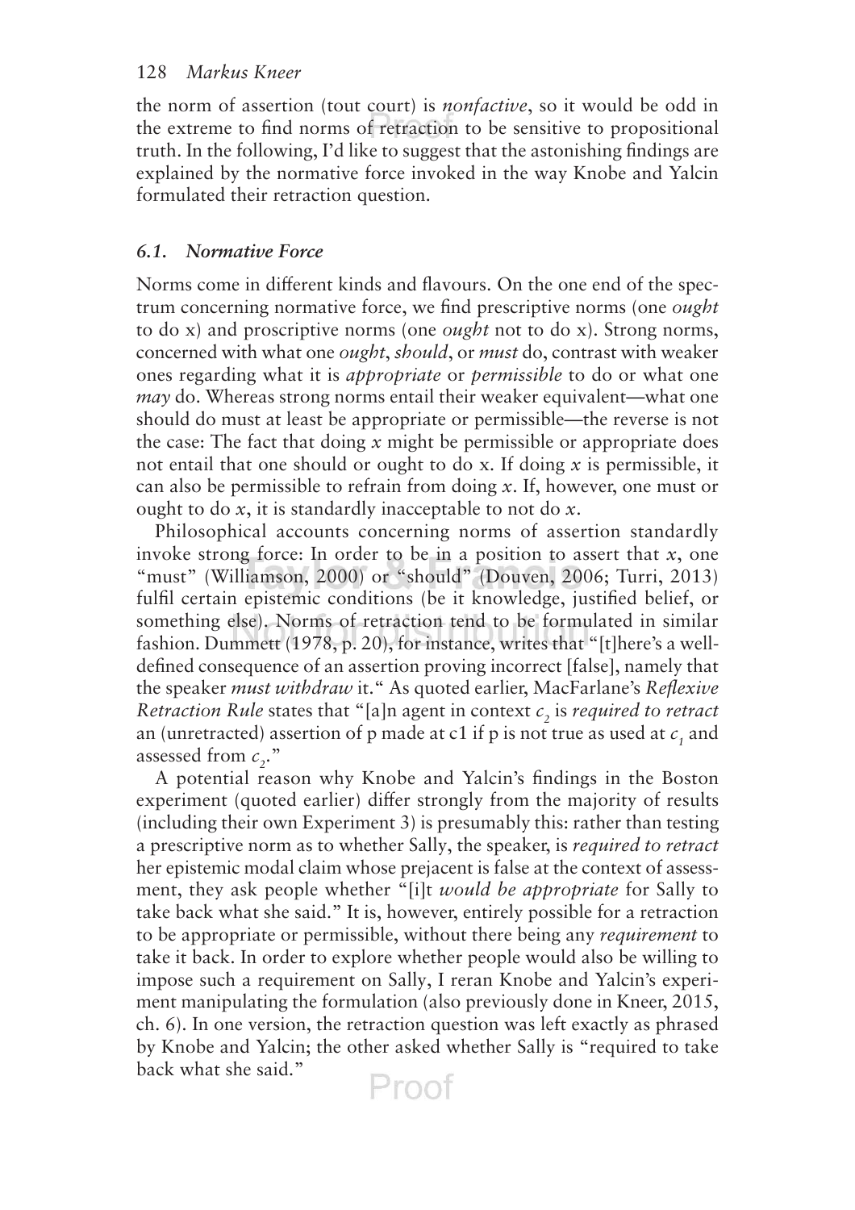the norm of assertion (tout court) is *nonfactive*, so it would be odd in the extreme to find norms of retraction to be sensitive to propositional truth. In the following, I'd like to suggest that the astonishing findings are explained by the normative force invoked in the way Knobe and Yalcin formulated their retraction question.

### *6.1. Normative Force*

Norms come in different kinds and flavours. On the one end of the spectrum concerning normative force, we find prescriptive norms (one *ought* to do x) and proscriptive norms (one *ought* not to do x). Strong norms, concerned with what one *ought*, *should*, or *must* do, contrast with weaker ones regarding what it is *appropriate* or *permissible* to do or what one *may* do. Whereas strong norms entail their weaker equivalent—what one should do must at least be appropriate or permissible—the reverse is not the case: The fact that doing $x$ might be permissible or appropriate does not entail that one should or ought to do x. If doing $x$ is permissible, it can also be permissible to refrain from doing $x$. If, however, one must or ought to do $x$, it is standardly inacceptable to not do $x$.

Philosophical accounts concerning norms of assertion standardly invoke strong force: In order to be in a position to assert that $x$, one "must" (Williamson, 2000) or "should" (Douven, 2006; Turri, 2013) fulfil certain epistemic conditions (be it knowledge, justified belief, or something else). Norms of retraction tend to be formulated in similar fashion. Dummett (1978, p. 20), for instance, writes that "[t]here's a well-defined consequence of an assertion proving incorrect [false], namely that the speaker *must withdraw* it." As quoted earlier, MacFarlane's *Reflexive Retraction Rule* states that "[a]n agent in context $c_2$ is *required to retract* an (unretracted) assertion of p made at c1 if p is not true as used at $c_1$ and assessed from $c_2$."

A potential reason why Knobe and Yalcin's findings in the Boston experiment (quoted earlier) differ strongly from the majority of results (including their own Experiment 3) is presumably this: rather than testing a prescriptive norm as to whether Sally, the speaker, is *required to retract* her epistemic modal claim whose prejacent is false at the context of assessment, they ask people whether "[i]t *would be appropriate* for Sally to take back what she said." It is, however, entirely possible for a retraction to be appropriate or permissible, without there being any *requirement* to take it back. In order to explore whether people would also be willing to impose such a requirement on Sally, I reran Knobe and Yalcin's experiment manipulating the formulation (also previously done in Kneer, 2015, ch. 6). In one version, the retraction question was left exactly as phrased by Knobe and Yalcin; the other asked whether Sally is "required to take back what she said."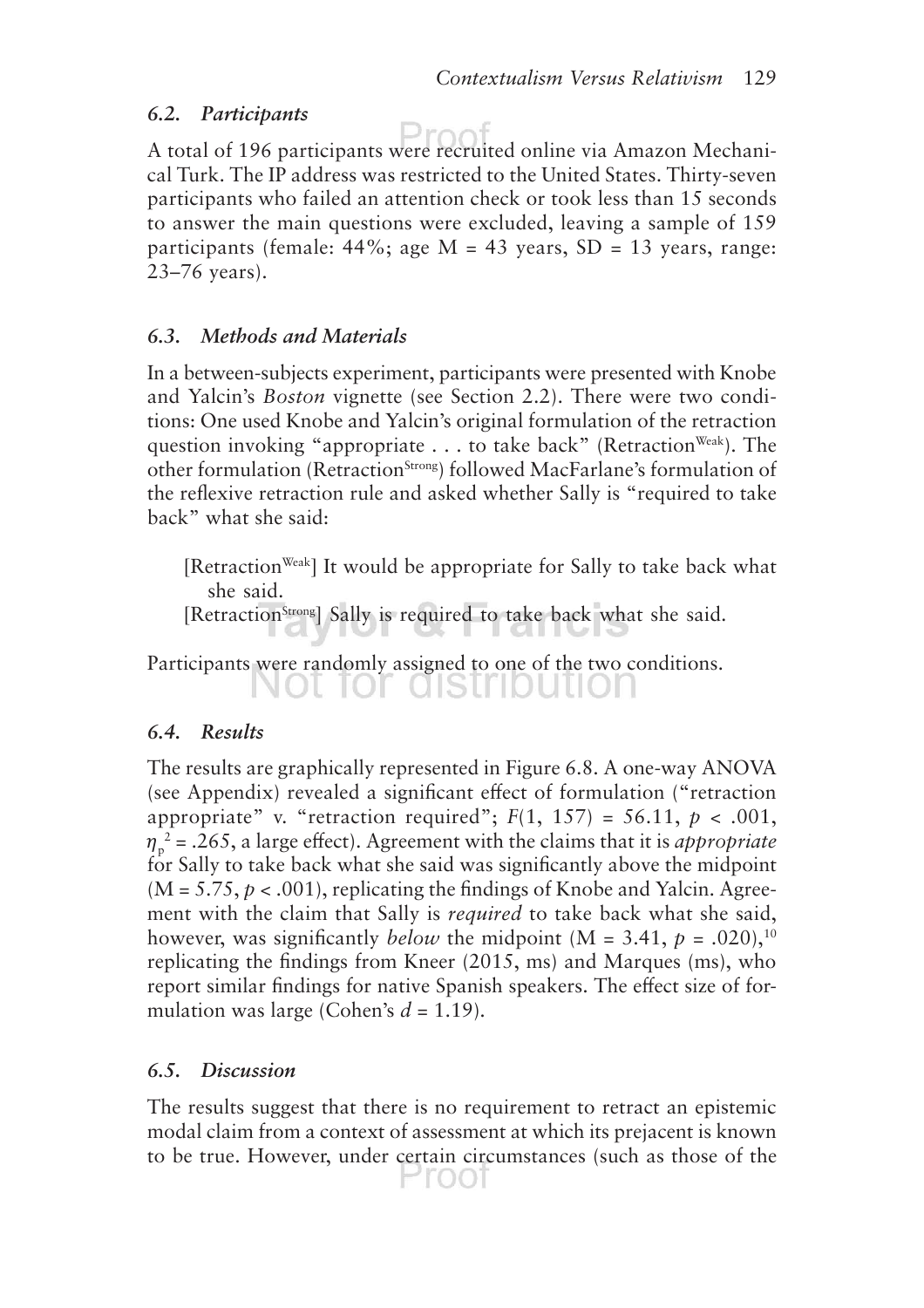### 6.2. Participants

A total of 196 participants were recruited online via Amazon Mechanical Turk. The IP address was restricted to the United States. Thirty-seven participants who failed an attention check or took less than 15 seconds to answer the main questions were excluded, leaving a sample of 159 participants (female: 44%; age M = 43 years, SD = 13 years, range: 23–76 years).

### 6.3. Methods and Materials

In a between-subjects experiment, participants were presented with Knobe and Yalcin's *Boston* vignette (see Section 2.2). There were two conditions: One used Knobe and Yalcin's original formulation of the retraction question invoking "appropriate . . . to take back" ($\text{Retraction}^{\text{Weak}}$). The other formulation ($\text{Retraction}^{\text{Strong}}$) followed MacFarlane's formulation of the reflexive retraction rule and asked whether Sally is "required to take back" what she said:

> [$\text{Retraction}^{\text{Weak}}$] It would be appropriate for Sally to take back what she said.
>
> [$\text{Retraction}^{\text{Strong}}$] Sally is required to take back what she said.

Participants were randomly assigned to one of the two conditions.

### 6.4. Results

The results are graphically represented in Figure 6.8. A one-way ANOVA (see Appendix) revealed a significant effect of formulation ("retraction appropriate" v. "retraction required"; $F(1, 157) = 56.11$, $p < .001$, $\eta_p^2 = .265$, a large effect). Agreement with the claims that it is *appropriate* for Sally to take back what she said was significantly above the midpoint ($M = 5.75$, $p < .001$), replicating the findings of Knobe and Yalcin. Agreement with the claim that Sally is *required* to take back what she said, however, was significantly *below* the midpoint ($M = 3.41$, $p = .020$),[10] replicating the findings from Kneer (2015, ms) and Marques (ms), who report similar findings for native Spanish speakers. The effect size of formulation was large (Cohen's $d = 1.19$).

### 6.5. Discussion

The results suggest that there is no requirement to retract an epistemic modal claim from a context of assessment at which its prejacent is known to be true. However, under certain circumstances (such as those of the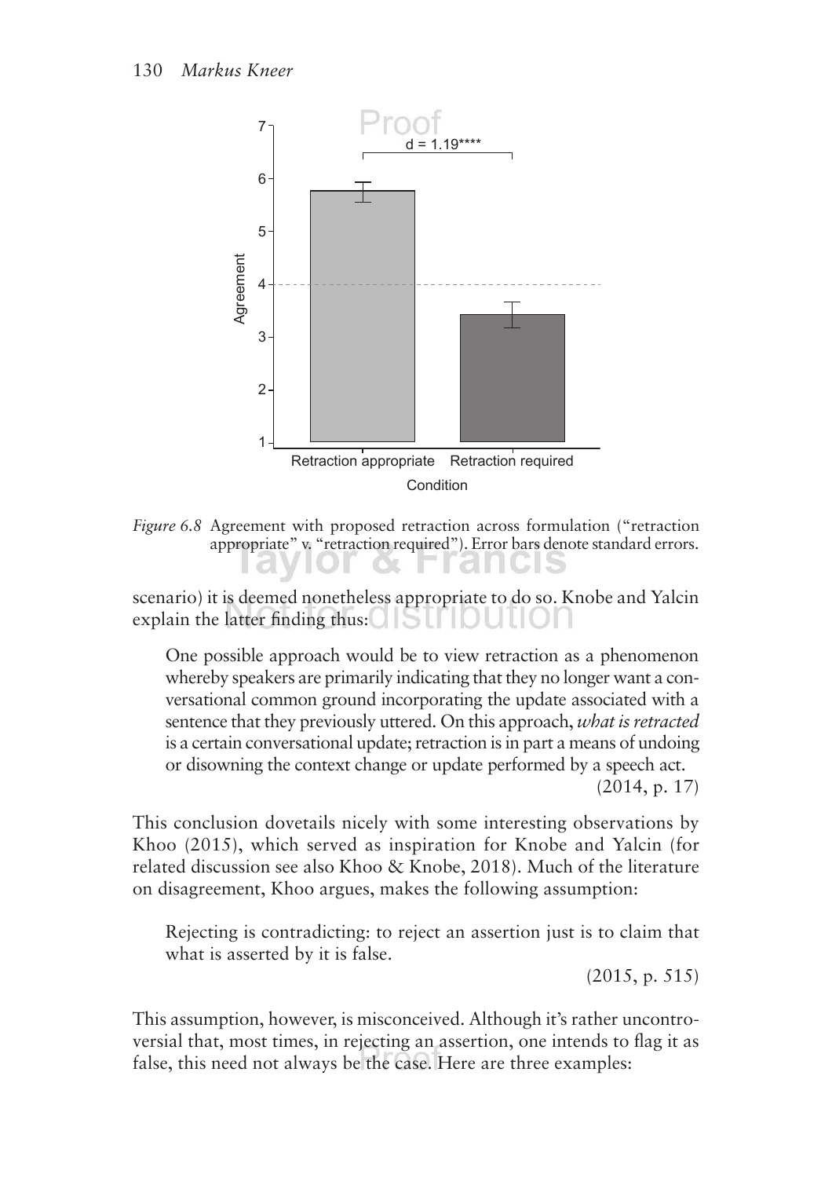*Figure 6.8* Agreement with proposed retraction across formulation ("retraction appropriate" v. "retraction required"). Error bars denote standard errors.

scenario) it is deemed nonetheless appropriate to do so. Knobe and Yalcin explain the latter finding thus:

> One possible approach would be to view retraction as a phenomenon whereby speakers are primarily indicating that they no longer want a conversational common ground incorporating the update associated with a sentence that they previously uttered. On this approach, *what is retracted* is a certain conversational update; retraction is in part a means of undoing or disowning the context change or update performed by a speech act.
>
> (2014, p. 17)

This conclusion dovetails nicely with some interesting observations by Khoo (2015), which served as inspiration for Knobe and Yalcin (for related discussion see also Khoo & Knobe, 2018). Much of the literature on disagreement, Khoo argues, makes the following assumption:

> Rejecting is contradicting: to reject an assertion just is to claim that what is asserted by it is false.
>
> (2015, p. 515)

This assumption, however, is misconceived. Although it's rather uncontroversial that, most times, in rejecting an assertion, one intends to flag it as false, this need not always be the case. Here are three examples: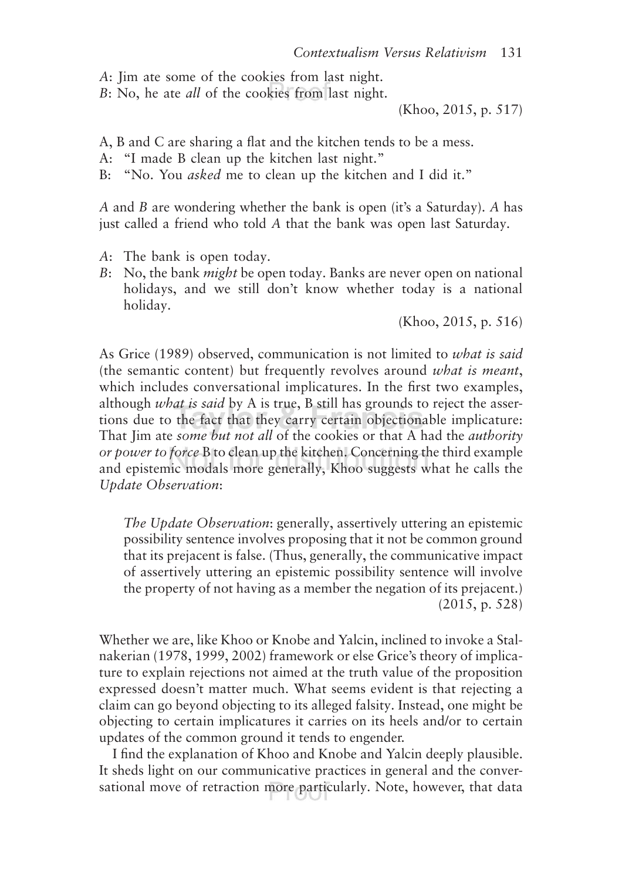*A*: Jim ate some of the cookies from last night.
*B*: No, he ate *all* of the cookies from last night.

(Khoo, 2015, p. 517)

A, B and C are sharing a flat and the kitchen tends to be a mess.
A: "I made B clean up the kitchen last night."
B: "No. You *asked* me to clean up the kitchen and I did it."

*A* and *B* are wondering whether the bank is open (it's a Saturday). *A* has just called a friend who told *A* that the bank was open last Saturday.

*A*: The bank is open today.
*B*: No, the bank *might* be open today. Banks are never open on national holidays, and we still don't know whether today is a national holiday.

(Khoo, 2015, p. 516)

As Grice (1989) observed, communication is not limited to *what is said* (the semantic content) but frequently revolves around *what is meant*, which includes conversational implicatures. In the first two examples, although *what is said* by A is true, B still has grounds to reject the assertions due to the fact that they carry certain objectionable implicature: That Jim ate *some but not all* of the cookies or that A had the *authority or power to force* B to clean up the kitchen. Concerning the third example and epistemic modals more generally, Khoo suggests what he calls the *Update Observation*:

> *The Update Observation*: generally, assertively uttering an epistemic possibility sentence involves proposing that it not be common ground that its prejacent is false. (Thus, generally, the communicative impact of assertively uttering an epistemic possibility sentence will involve the property of not having as a member the negation of its prejacent.)
>
> (2015, p. 528)

Whether we are, like Khoo or Knobe and Yalcin, inclined to invoke a Stalnakerian (1978, 1999, 2002) framework or else Grice's theory of implicature to explain rejections not aimed at the truth value of the proposition expressed doesn't matter much. What seems evident is that rejecting a claim can go beyond objecting to its alleged falsity. Instead, one might be objecting to certain implicatures it carries on its heels and/or to certain updates of the common ground it tends to engender.

I find the explanation of Khoo and Knobe and Yalcin deeply plausible. It sheds light on our communicative practices in general and the conversational move of retraction more particularly. Note, however, that data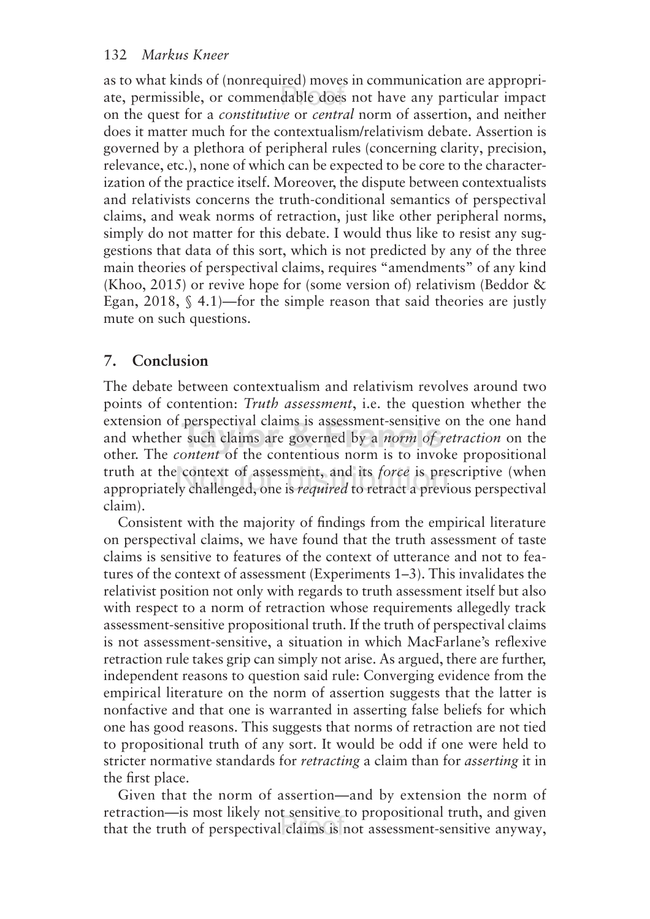as to what kinds of (nonrequired) moves in communication are appropriate, permissible, or commendable does not have any particular impact on the quest for a *constitutive* or *central* norm of assertion, and neither does it matter much for the contextualism/relativism debate. Assertion is governed by a plethora of peripheral rules (concerning clarity, precision, relevance, etc.), none of which can be expected to be core to the characterization of the practice itself. Moreover, the dispute between contextualists and relativists concerns the truth-conditional semantics of perspectival claims, and weak norms of retraction, just like other peripheral norms, simply do not matter for this debate. I would thus like to resist any suggestions that data of this sort, which is not predicted by any of the three main theories of perspectival claims, requires "amendments" of any kind (Khoo, 2015) or revive hope for (some version of) relativism (Beddor & Egan, 2018, § 4.1)—for the simple reason that said theories are justly mute on such questions.

## 7. Conclusion

The debate between contextualism and relativism revolves around two points of contention: *Truth assessment*, i.e. the question whether the extension of perspectival claims is assessment-sensitive on the one hand and whether such claims are governed by a *norm of retraction* on the other. The *content* of the contentious norm is to invoke propositional truth at the context of assessment, and its *force* is prescriptive (when appropriately challenged, one is *required* to retract a previous perspectival claim).

Consistent with the majority of findings from the empirical literature on perspectival claims, we have found that the truth assessment of taste claims is sensitive to features of the context of utterance and not to features of the context of assessment (Experiments 1–3). This invalidates the relativist position not only with regards to truth assessment itself but also with respect to a norm of retraction whose requirements allegedly track assessment-sensitive propositional truth. If the truth of perspectival claims is not assessment-sensitive, a situation in which MacFarlane's reflexive retraction rule takes grip can simply not arise. As argued, there are further, independent reasons to question said rule: Converging evidence from the empirical literature on the norm of assertion suggests that the latter is nonfactive and that one is warranted in asserting false beliefs for which one has good reasons. This suggests that norms of retraction are not tied to propositional truth of any sort. It would be odd if one were held to stricter normative standards for *retracting* a claim than for *asserting* it in the first place.

Given that the norm of assertion—and by extension the norm of retraction—is most likely not sensitive to propositional truth, and given that the truth of perspectival claims is not assessment-sensitive anyway,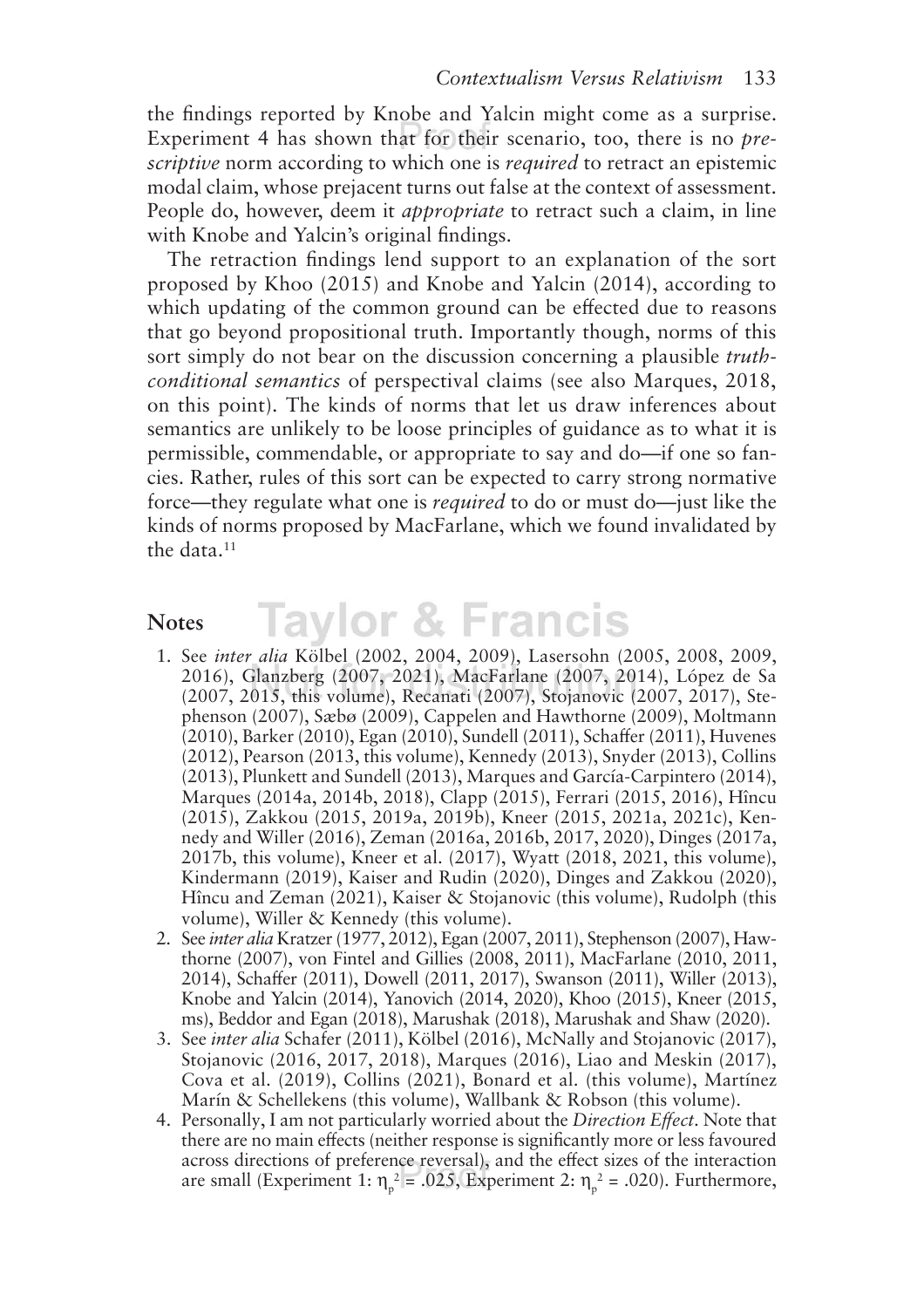the findings reported by Knobe and Yalcin might come as a surprise. Experiment 4 has shown that for their scenario, too, there is no *prescriptive* norm according to which one is *required* to retract an epistemic modal claim, whose prejacent turns out false at the context of assessment. People do, however, deem it *appropriate* to retract such a claim, in line with Knobe and Yalcin's original findings.

The retraction findings lend support to an explanation of the sort proposed by Khoo (2015) and Knobe and Yalcin (2014), according to which updating of the common ground can be effected due to reasons that go beyond propositional truth. Importantly though, norms of this sort simply do not bear on the discussion concerning a plausible *truth-conditional semantics* of perspectival claims (see also Marques, 2018, on this point). The kinds of norms that let us draw inferences about semantics are unlikely to be loose principles of guidance as to what it is permissible, commendable, or appropriate to say and do—if one so fancies. Rather, rules of this sort can be expected to carry strong normative force—they regulate what one is *required* to do or must do—just like the kinds of norms proposed by MacFarlane, which we found invalidated by the data.[11]

## Notes

1. See *inter alia* Kölbel (2002, 2004, 2009), Lasersohn (2005, 2008, 2009, 2016), Glanzberg (2007, 2021), MacFarlane (2007, 2014), López de Sa (2007, 2015, this volume), Recanati (2007), Stojanovic (2007, 2017), Stephenson (2007), Sæbø (2009), Cappelen and Hawthorne (2009), Moltmann (2010), Barker (2010), Egan (2010), Sundell (2011), Schaffer (2011), Huvenes (2012), Pearson (2013, this volume), Kennedy (2013), Snyder (2013), Collins (2013), Plunkett and Sundell (2013), Marques and García-Carpintero (2014), Marques (2014a, 2014b, 2018), Clapp (2015), Ferrari (2015, 2016), Hîncu (2015), Zakkou (2015, 2019a, 2019b), Kneer (2015, 2021a, 2021c), Kennedy and Willer (2016), Zeman (2016a, 2016b, 2017, 2020), Dinges (2017a, 2017b, this volume), Kneer et al. (2017), Wyatt (2018, 2021, this volume), Kindermann (2019), Kaiser and Rudin (2020), Dinges and Zakkou (2020), Hîncu and Zeman (2021), Kaiser & Stojanovic (this volume), Rudolph (this volume), Willer & Kennedy (this volume).
2. See *inter alia* Kratzer (1977, 2012), Egan (2007, 2011), Stephenson (2007), Hawthorne (2007), von Fintel and Gillies (2008, 2011), MacFarlane (2010, 2011, 2014), Schaffer (2011), Dowell (2011, 2017), Swanson (2011), Willer (2013), Knobe and Yalcin (2014), Yanovich (2014, 2020), Khoo (2015), Kneer (2015, ms), Beddor and Egan (2018), Marushak (2018), Marushak and Shaw (2020).
3. See *inter alia* Schafer (2011), Kölbel (2016), McNally and Stojanovic (2017), Stojanovic (2016, 2017, 2018), Marques (2016), Liao and Meskin (2017), Cova et al. (2019), Collins (2021), Bonard et al. (this volume), Martínez Marín & Schellekens (this volume), Wallbank & Robson (this volume).
4. Personally, I am not particularly worried about the *Direction Effect*. Note that there are no main effects (neither response is significantly more or less favoured across directions of preference reversal), and the effect sizes of the interaction are small (Experiment 1: $\eta_p^2 = .025$, Experiment 2: $\eta_p^2 = .020$). Furthermore,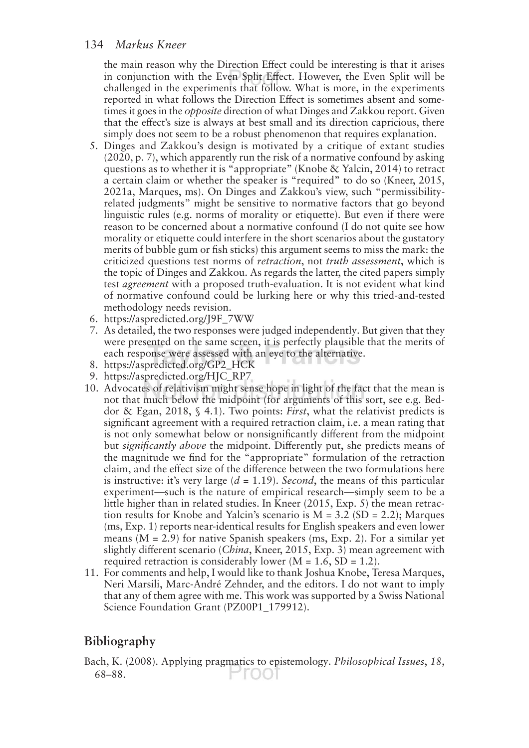the main reason why the Direction Effect could be interesting is that it arises in conjunction with the Even Split Effect. However, the Even Split will be challenged in the experiments that follow. What is more, in the experiments reported in what follows the Direction Effect is sometimes absent and sometimes it goes in the *opposite* direction of what Dinges and Zakkou report. Given that the effect's size is always at best small and its direction capricious, there simply does not seem to be a robust phenomenon that requires explanation.

5. Dinges and Zakkou's design is motivated by a critique of extant studies (2020, p. 7), which apparently run the risk of a normative confound by asking questions as to whether it is "appropriate" (Knobe & Yalcin, 2014) to retract a certain claim or whether the speaker is "required" to do so (Kneer, 2015, 2021a, Marques, ms). On Dinges and Zakkou's view, such "permissibility-related judgments" might be sensitive to normative factors that go beyond linguistic rules (e.g. norms of morality or etiquette). But even if there were reason to be concerned about a normative confound (I do not quite see how morality or etiquette could interfere in the short scenarios about the gustatory merits of bubble gum or fish sticks) this argument seems to miss the mark: the criticized questions test norms of *retraction*, not *truth assessment*, which is the topic of Dinges and Zakkou. As regards the latter, the cited papers simply test *agreement* with a proposed truth-evaluation. It is not evident what kind of normative confound could be lurking here or why this tried-and-tested methodology needs revision.
6. https://aspredicted.org/J9F_7WW
7. As detailed, the two responses were judged independently. But given that they were presented on the same screen, it is perfectly plausible that the merits of each response were assessed with an eye to the alternative.
8. https://aspredicted.org/GP2_HCK
9. https://aspredicted.org/HJC_RP7
10. Advocates of relativism might sense hope in light of the fact that the mean is not that much below the midpoint (for arguments of this sort, see e.g. Beddor & Egan, 2018, § 4.1). Two points: *First*, what the relativist predicts is significant agreement with a required retraction claim, i.e. a mean rating that is not only somewhat below or nonsignificantly different from the midpoint but *significantly above* the midpoint. Differently put, she predicts means of the magnitude we find for the "appropriate" formulation of the retraction claim, and the effect size of the difference between the two formulations here is instructive: it's very large ($d = 1.19$). *Second*, the means of this particular experiment—such is the nature of empirical research—simply seem to be a little higher than in related studies. In Kneer (2015, Exp. 5) the mean retraction results for Knobe and Yalcin's scenario is $M = 3.2$ ($SD = 2.2$); Marques (ms, Exp. 1) reports near-identical results for English speakers and even lower means ($M = 2.9$) for native Spanish speakers (ms, Exp. 2). For a similar yet slightly different scenario (*China*, Kneer, 2015, Exp. 3) mean agreement with required retraction is considerably lower ($M = 1.6$, $SD = 1.2$).
11. For comments and help, I would like to thank Joshua Knobe, Teresa Marques, Neri Marsili, Marc-André Zehnder, and the editors. I do not want to imply that any of them agree with me. This work was supported by a Swiss National Science Foundation Grant (PZ00P1_179912).

## Bibliography

Bach, K. (2008). Applying pragmatics to epistemology. *Philosophical Issues*, *18*, 68–88.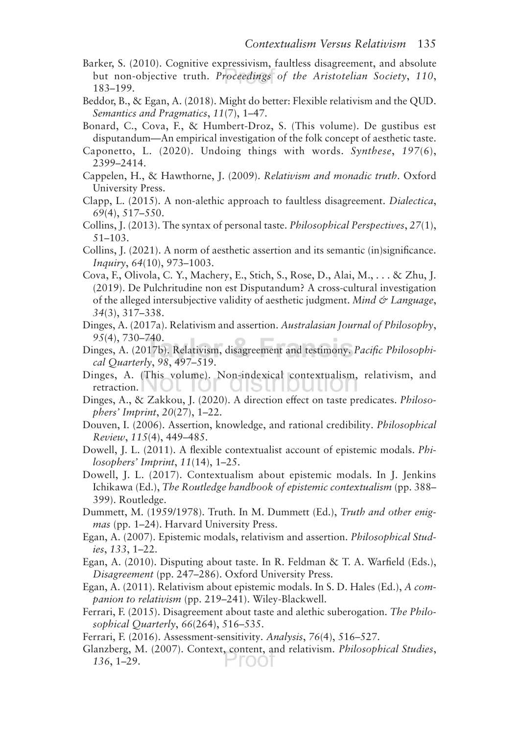Barker, S. (2010). Cognitive expressivism, faultless disagreement, and absolute but non-objective truth. *Proceedings of the Aristotelian Society*, *110*, 183–199.

Beddor, B., & Egan, A. (2018). Might do better: Flexible relativism and the QUD. *Semantics and Pragmatics*, *11*(7), 1–47.

Bonard, C., Cova, F., & Humbert-Droz, S. (This volume). De gustibus est disputandum—An empirical investigation of the folk concept of aesthetic taste.

Caponetto, L. (2020). Undoing things with words. *Synthese*, *197*(6), 2399–2414.

Cappelen, H., & Hawthorne, J. (2009). *Relativism and monadic truth*. Oxford University Press.

Clapp, L. (2015). A non-alethic approach to faultless disagreement. *Dialectica*, *69*(4), 517–550.

Collins, J. (2013). The syntax of personal taste. *Philosophical Perspectives*, *27*(1), 51–103.

Collins, J. (2021). A norm of aesthetic assertion and its semantic (in)significance. *Inquiry*, *64*(10), 973–1003.

Cova, F., Olivola, C. Y., Machery, E., Stich, S., Rose, D., Alai, M., . . . & Zhu, J. (2019). De Pulchritudine non est Disputandum? A cross-cultural investigation of the alleged intersubjective validity of aesthetic judgment. *Mind & Language*, *34*(3), 317–338.

Dinges, A. (2017a). Relativism and assertion. *Australasian Journal of Philosophy*, *95*(4), 730–740.

Dinges, A. (2017b). Relativism, disagreement and testimony. *Pacific Philosophical Quarterly*, *98*, 497–519.

Dinges, A. (This volume). Non-indexical contextualism, relativism, and retraction.

Dinges, A., & Zakkou, J. (2020). A direction effect on taste predicates. *Philosophers' Imprint*, *20*(27), 1–22.

Douven, I. (2006). Assertion, knowledge, and rational credibility. *Philosophical Review*, *115*(4), 449–485.

Dowell, J. L. (2011). A flexible contextualist account of epistemic modals. *Philosophers' Imprint*, *11*(14), 1–25.

Dowell, J. L. (2017). Contextualism about epistemic modals. In J. Jenkins Ichikawa (Ed.), *The Routledge handbook of epistemic contextualism* (pp. 388–399). Routledge.

Dummett, M. (1959/1978). Truth. In M. Dummett (Ed.), *Truth and other enigmas* (pp. 1–24). Harvard University Press.

Egan, A. (2007). Epistemic modals, relativism and assertion. *Philosophical Studies*, *133*, 1–22.

Egan, A. (2010). Disputing about taste. In R. Feldman & T. A. Warfield (Eds.), *Disagreement* (pp. 247–286). Oxford University Press.

Egan, A. (2011). Relativism about epistemic modals. In S. D. Hales (Ed.), *A companion to relativism* (pp. 219–241). Wiley-Blackwell.

Ferrari, F. (2015). Disagreement about taste and alethic suberogation. *The Philosophical Quarterly*, *66*(264), 516–535.

Ferrari, F. (2016). Assessment-sensitivity. *Analysis*, *76*(4), 516–527.

Glanzberg, M. (2007). Context, content, and relativism. *Philosophical Studies*, *136*, 1–29.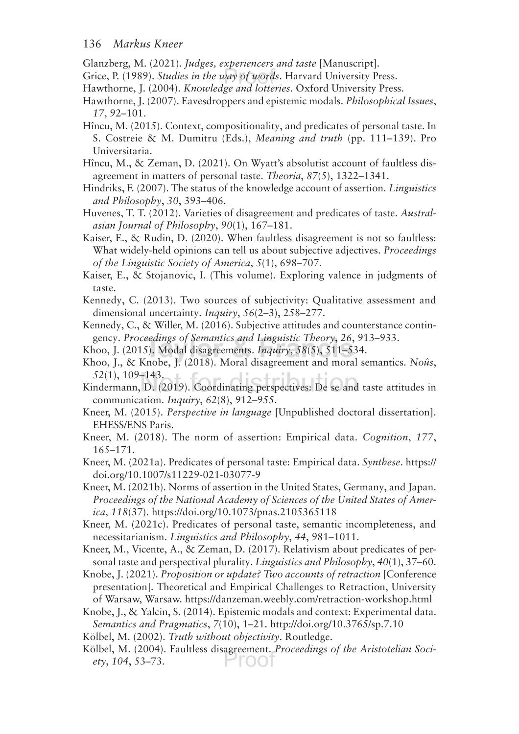Glanzberg, M. (2021). *Judges, experiencers and taste* [Manuscript].

Grice, P. (1989). *Studies in the way of words*. Harvard University Press.

Hawthorne, J. (2004). *Knowledge and lotteries*. Oxford University Press.

Hawthorne, J. (2007). Eavesdroppers and epistemic modals. *Philosophical Issues*, *17*, 92–101.

Hîncu, M. (2015). Context, compositionality, and predicates of personal taste. In S. Costreie & M. Dumitru (Eds.), *Meaning and truth* (pp. 111–139). Pro Universitaria.

Hîncu, M., & Zeman, D. (2021). On Wyatt's absolutist account of faultless disagreement in matters of personal taste. *Theoria*, *87*(5), 1322–1341.

Hindriks, F. (2007). The status of the knowledge account of assertion. *Linguistics and Philosophy*, *30*, 393–406.

Huvenes, T. T. (2012). Varieties of disagreement and predicates of taste. *Australasian Journal of Philosophy*, *90*(1), 167–181.

Kaiser, E., & Rudin, D. (2020). When faultless disagreement is not so faultless: What widely-held opinions can tell us about subjective adjectives. *Proceedings of the Linguistic Society of America*, *5*(1), 698–707.

Kaiser, E., & Stojanovic, I. (This volume). Exploring valence in judgments of taste.

Kennedy, C. (2013). Two sources of subjectivity: Qualitative assessment and dimensional uncertainty. *Inquiry*, *56*(2–3), 258–277.

Kennedy, C., & Willer, M. (2016). Subjective attitudes and counterstance contingency. *Proceedings of Semantics and Linguistic Theory*, *26*, 913–933.

Khoo, J. (2015). Modal disagreements. *Inquiry*, *58*(5), 511–534.

Khoo, J., & Knobe, J. (2018). Moral disagreement and moral semantics. *Noûs*, *52*(1), 109–143.

Kindermann, D. (2019). Coordinating perspectives: De se and taste attitudes in communication. *Inquiry*, *62*(8), 912–955.

Kneer, M. (2015). *Perspective in language* [Unpublished doctoral dissertation]. EHESS/ENS Paris.

Kneer, M. (2018). The norm of assertion: Empirical data. *Cognition*, *177*, 165–171.

Kneer, M. (2021a). Predicates of personal taste: Empirical data. *Synthese*. https://doi.org/10.1007/s11229-021-03077-9

Kneer, M. (2021b). Norms of assertion in the United States, Germany, and Japan. *Proceedings of the National Academy of Sciences of the United States of America*, *118*(37). https://doi.org/10.1073/pnas.2105365118

Kneer, M. (2021c). Predicates of personal taste, semantic incompleteness, and necessitarianism. *Linguistics and Philosophy*, *44*, 981–1011.

Kneer, M., Vicente, A., & Zeman, D. (2017). Relativism about predicates of personal taste and perspectival plurality. *Linguistics and Philosophy*, *40*(1), 37–60.

Knobe, J. (2021). *Proposition or update? Two accounts of retraction* [Conference presentation]. Theoretical and Empirical Challenges to Retraction, University of Warsaw, Warsaw. https://danzeman.weebly.com/retraction-workshop.html

Knobe, J., & Yalcin, S. (2014). Epistemic modals and context: Experimental data. *Semantics and Pragmatics*, *7*(10), 1–21. http://doi.org/10.3765/sp.7.10

Kölbel, M. (2002). *Truth without objectivity*. Routledge.

Kölbel, M. (2004). Faultless disagreement. *Proceedings of the Aristotelian Society*, *104*, 53–73.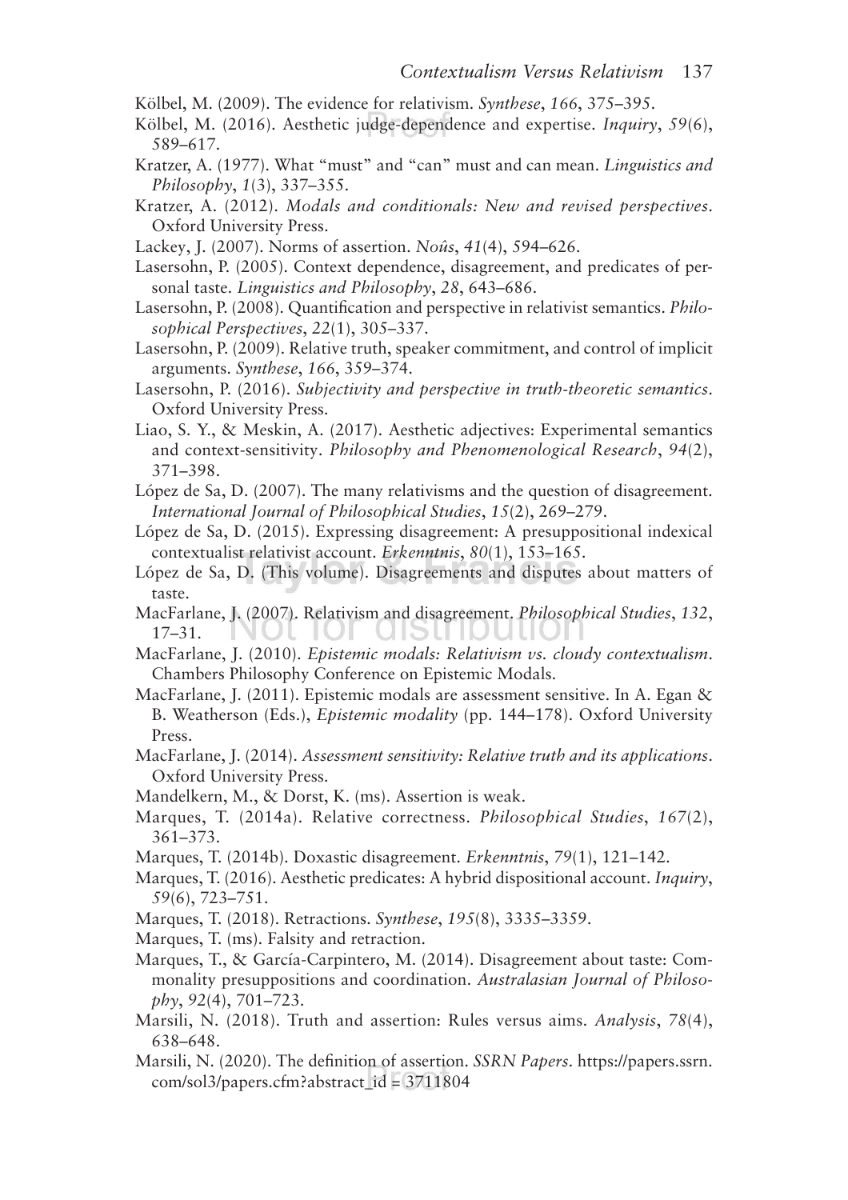Kölbel, M. (2009). The evidence for relativism. *Synthese*, *166*, 375–395.

Kölbel, M. (2016). Aesthetic judge-dependence and expertise. *Inquiry*, *59*(6), 589–617.

Kratzer, A. (1977). What "must" and "can" must and can mean. *Linguistics and Philosophy*, *1*(3), 337–355.

Kratzer, A. (2012). *Modals and conditionals: New and revised perspectives*. Oxford University Press.

Lackey, J. (2007). Norms of assertion. *Noûs*, *41*(4), 594–626.

Lasersohn, P. (2005). Context dependence, disagreement, and predicates of personal taste. *Linguistics and Philosophy*, *28*, 643–686.

Lasersohn, P. (2008). Quantification and perspective in relativist semantics. *Philosophical Perspectives*, *22*(1), 305–337.

Lasersohn, P. (2009). Relative truth, speaker commitment, and control of implicit arguments. *Synthese*, *166*, 359–374.

Lasersohn, P. (2016). *Subjectivity and perspective in truth-theoretic semantics*. Oxford University Press.

Liao, S. Y., & Meskin, A. (2017). Aesthetic adjectives: Experimental semantics and context-sensitivity. *Philosophy and Phenomenological Research*, *94*(2), 371–398.

López de Sa, D. (2007). The many relativisms and the question of disagreement. *International Journal of Philosophical Studies*, *15*(2), 269–279.

López de Sa, D. (2015). Expressing disagreement: A presuppositional indexical contextualist relativist account. *Erkenntnis*, *80*(1), 153–165.

López de Sa, D. (This volume). Disagreements and disputes about matters of taste.

MacFarlane, J. (2007). Relativism and disagreement. *Philosophical Studies*, *132*, 17–31.

MacFarlane, J. (2010). *Epistemic modals: Relativism vs. cloudy contextualism*. Chambers Philosophy Conference on Epistemic Modals.

MacFarlane, J. (2011). Epistemic modals are assessment sensitive. In A. Egan & B. Weatherson (Eds.), *Epistemic modality* (pp. 144–178). Oxford University Press.

MacFarlane, J. (2014). *Assessment sensitivity: Relative truth and its applications*. Oxford University Press.

Mandelkern, M., & Dorst, K. (ms). Assertion is weak.

Marques, T. (2014a). Relative correctness. *Philosophical Studies*, *167*(2), 361–373.

Marques, T. (2014b). Doxastic disagreement. *Erkenntnis*, *79*(1), 121–142.

Marques, T. (2016). Aesthetic predicates: A hybrid dispositional account. *Inquiry*, *59*(6), 723–751.

Marques, T. (2018). Retractions. *Synthese*, *195*(8), 3335–3359.

Marques, T. (ms). Falsity and retraction.

Marques, T., & García-Carpintero, M. (2014). Disagreement about taste: Commonality presuppositions and coordination. *Australasian Journal of Philosophy*, *92*(4), 701–723.

Marsili, N. (2018). Truth and assertion: Rules versus aims. *Analysis*, *78*(4), 638–648.

Marsili, N. (2020). The definition of assertion. *SSRN Papers*. https://papers.ssrn.com/sol3/papers.cfm?abstract_id = 3711804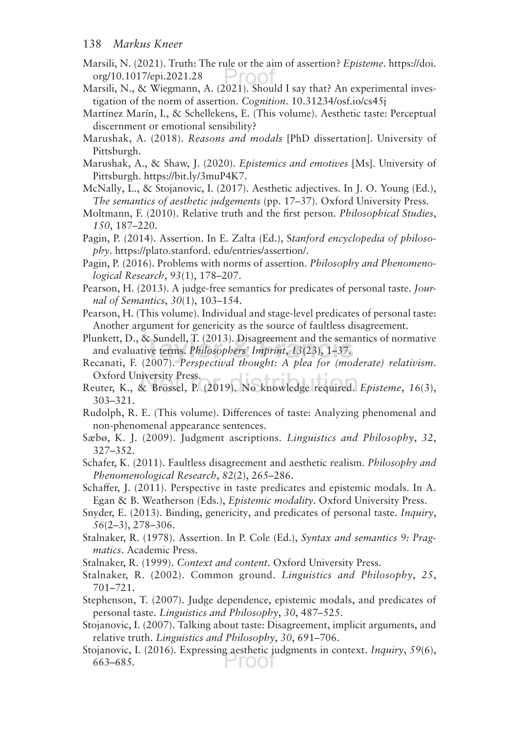Marsili, N. (2021). Truth: The rule or the aim of assertion? *Episteme*. https://doi.org/10.1017/epi.2021.28

Marsili, N., & Wiegmann, A. (2021). Should I say that? An experimental investigation of the norm of assertion. *Cognition*. 10.31234/osf.io/cs45j

Martínez Marín, I., & Schellekens, E. (This volume). Aesthetic taste: Perceptual discernment or emotional sensibility?

Marushak, A. (2018). *Reasons and modals* [PhD dissertation]. University of Pittsburgh.

Marushak, A., & Shaw, J. (2020). *Epistemics and emotives* [Ms]. University of Pittsburgh. https://bit.ly/3muP4K7.

McNally, L., & Stojanovic, I. (2017). Aesthetic adjectives. In J. O. Young (Ed.), *The semantics of aesthetic judgements* (pp. 17–37). Oxford University Press.

Moltmann, F. (2010). Relative truth and the first person. *Philosophical Studies*, *150*, 187–220.

Pagin, P. (2014). Assertion. In E. Zalta (Ed.), S*tanford encyclopedia of philosophy*. https://plato.stanford. edu/entries/assertion/.

Pagin, P. (2016). Problems with norms of assertion. *Philosophy and Phenomenological Research*, *93*(1), 178–207.

Pearson, H. (2013). A judge-free semantics for predicates of personal taste. *Journal of Semantics*, *30*(1), 103–154.

Pearson, H. (This volume). Individual and stage-level predicates of personal taste: Another argument for genericity as the source of faultless disagreement.

Plunkett, D., & Sundell, T. (2013). Disagreement and the semantics of normative and evaluative terms. *Philosophers' Imprint*, *13*(23), 1–37.

Recanati, F. (2007). *Perspectival thought: A plea for (moderate) relativism*. Oxford University Press.

Reuter, K., & Brössel, P. (2019). No knowledge required. *Episteme*, *16*(3), 303–321.

Rudolph, R. E. (This volume). Differences of taste: Analyzing phenomenal and non-phenomenal appearance sentences.

Sæbø, K. J. (2009). Judgment ascriptions. *Linguistics and Philosophy*, *32*, 327–352.

Schafer, K. (2011). Faultless disagreement and aesthetic realism. *Philosophy and Phenomenological Research*, *82*(2), 265–286.

Schaffer, J. (2011). Perspective in taste predicates and epistemic modals. In A. Egan & B. Weatherson (Eds.), *Epistemic modality*. Oxford University Press.

Snyder, E. (2013). Binding, genericity, and predicates of personal taste. *Inquiry*, *56*(2–3), 278–306.

Stalnaker, R. (1978). Assertion. In P. Cole (Ed.), *Syntax and semantics 9: Pragmatics*. Academic Press.

Stalnaker, R. (1999). *Context and content*. Oxford University Press.

Stalnaker, R. (2002). Common ground. *Linguistics and Philosophy*, *25*, 701–721.

Stephenson, T. (2007). Judge dependence, epistemic modals, and predicates of personal taste. *Linguistics and Philosophy*, *30*, 487–525.

Stojanovic, I. (2007). Talking about taste: Disagreement, implicit arguments, and relative truth. *Linguistics and Philosophy*, *30*, 691–706.

Stojanovic, I. (2016). Expressing aesthetic judgments in context. *Inquiry*, *59*(6), 663–685.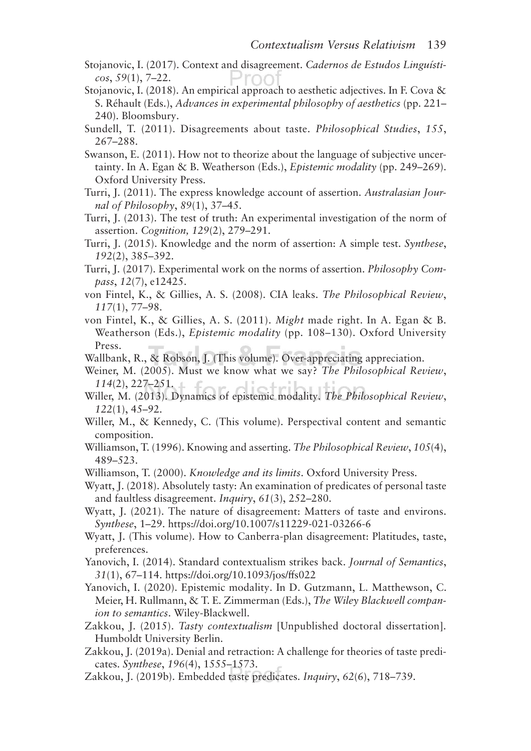Stojanovic, I. (2017). Context and disagreement. *Cadernos de Estudos Linguísticos*, *59*(1), 7–22.

Stojanovic, I. (2018). An empirical approach to aesthetic adjectives. In F. Cova & S. Réhault (Eds.), *Advances in experimental philosophy of aesthetics* (pp. 221–240). Bloomsbury.

Sundell, T. (2011). Disagreements about taste. *Philosophical Studies*, *155*, 267–288.

Swanson, E. (2011). How not to theorize about the language of subjective uncertainty. In A. Egan & B. Weatherson (Eds.), *Epistemic modality* (pp. 249–269). Oxford University Press.

Turri, J. (2011). The express knowledge account of assertion. *Australasian Journal of Philosophy*, *89*(1), 37–45.

Turri, J. (2013). The test of truth: An experimental investigation of the norm of assertion. *Cognition, 129*(2), 279–291.

Turri, J. (2015). Knowledge and the norm of assertion: A simple test. *Synthese*, *192*(2), 385–392.

Turri, J. (2017). Experimental work on the norms of assertion. *Philosophy Compass*, *12*(7), e12425.

von Fintel, K., & Gillies, A. S. (2008). CIA leaks. *The Philosophical Review*, *117*(1), 77–98.

von Fintel, K., & Gillies, A. S. (2011). *Might* made right. In A. Egan & B. Weatherson (Eds.), *Epistemic modality* (pp. 108–130). Oxford University Press.

Wallbank, R., & Robson, J. (This volume). Over-appreciating appreciation.

Weiner, M. (2005). Must we know what we say? *The Philosophical Review*, *114*(2), 227–251.

Willer, M. (2013). Dynamics of epistemic modality. *The Philosophical Review*, *122*(1), 45–92.

Willer, M., & Kennedy, C. (This volume). Perspectival content and semantic composition.

Williamson, T. (1996). Knowing and asserting. *The Philosophical Review*, *105*(4), 489–523.

Williamson, T. (2000). *Knowledge and its limits*. Oxford University Press.

Wyatt, J. (2018). Absolutely tasty: An examination of predicates of personal taste and faultless disagreement. *Inquiry*, *61*(3), 252–280.

Wyatt, J. (2021). The nature of disagreement: Matters of taste and environs. *Synthese*, 1–29. https://doi.org/10.1007/s11229-021-03266-6

Wyatt, J. (This volume). How to Canberra-plan disagreement: Platitudes, taste, preferences.

Yanovich, I. (2014). Standard contextualism strikes back. *Journal of Semantics*, *31*(1), 67–114. https://doi.org/10.1093/jos/ffs022

Yanovich, I. (2020). Epistemic modality. In D. Gutzmann, L. Matthewson, C. Meier, H. Rullmann, & T. E. Zimmerman (Eds.), *The Wiley Blackwell companion to semantics*. Wiley-Blackwell.

Zakkou, J. (2015). *Tasty contextualism* [Unpublished doctoral dissertation]. Humboldt University Berlin.

Zakkou, J. (2019a). Denial and retraction: A challenge for theories of taste predicates. *Synthese*, *196*(4), 1555–1573.

Zakkou, J. (2019b). Embedded taste predicates. *Inquiry*, *62*(6), 718–739.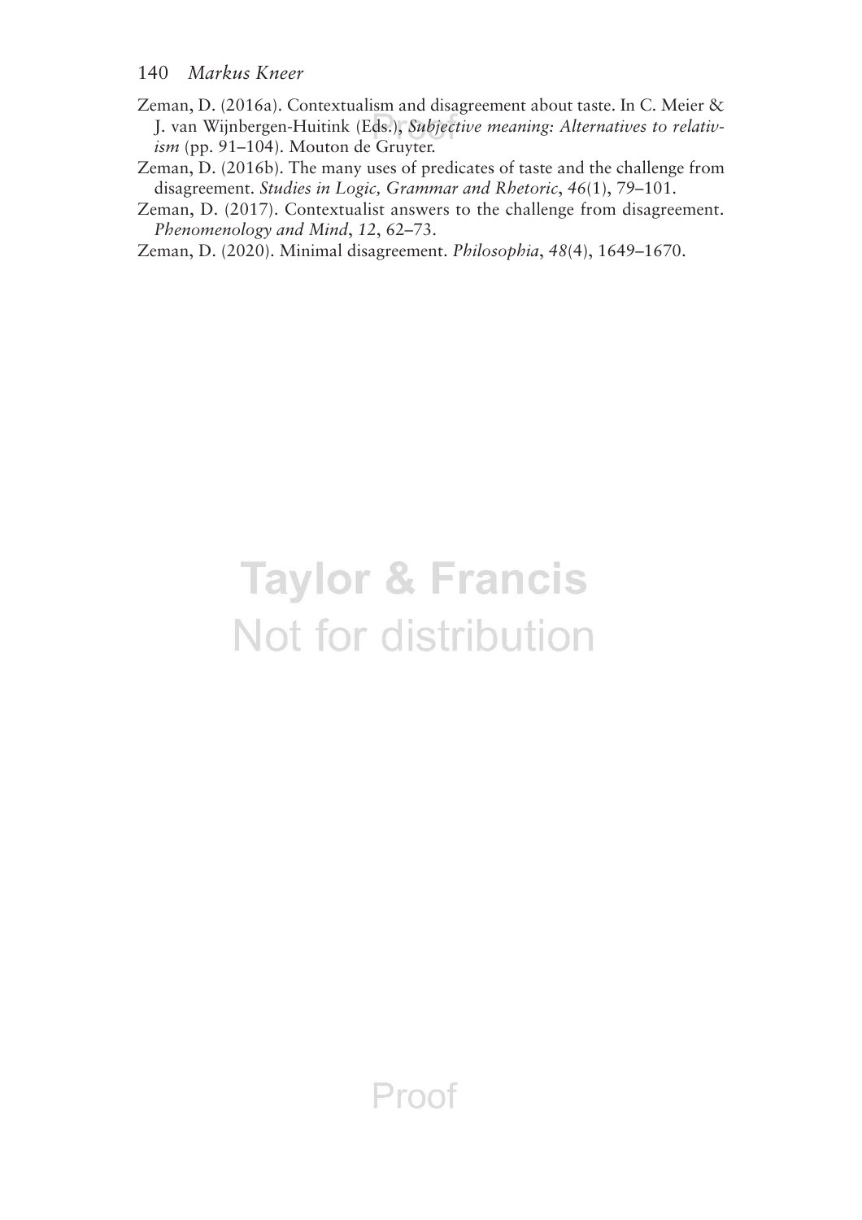Zeman, D. (2016a). Contextualism and disagreement about taste. In C. Meier & J. van Wijnbergen-Huitink (Eds.), *Subjective meaning: Alternatives to relativism* (pp. 91–104). Mouton de Gruyter.

Zeman, D. (2016b). The many uses of predicates of taste and the challenge from disagreement. *Studies in Logic, Grammar and Rhetoric*, *46*(1), 79–101.

Zeman, D. (2017). Contextualist answers to the challenge from disagreement. *Phenomenology and Mind*, *12*, 62–73.

Zeman, D. (2020). Minimal disagreement. *Philosophia*, *48*(4), 1649–1670.